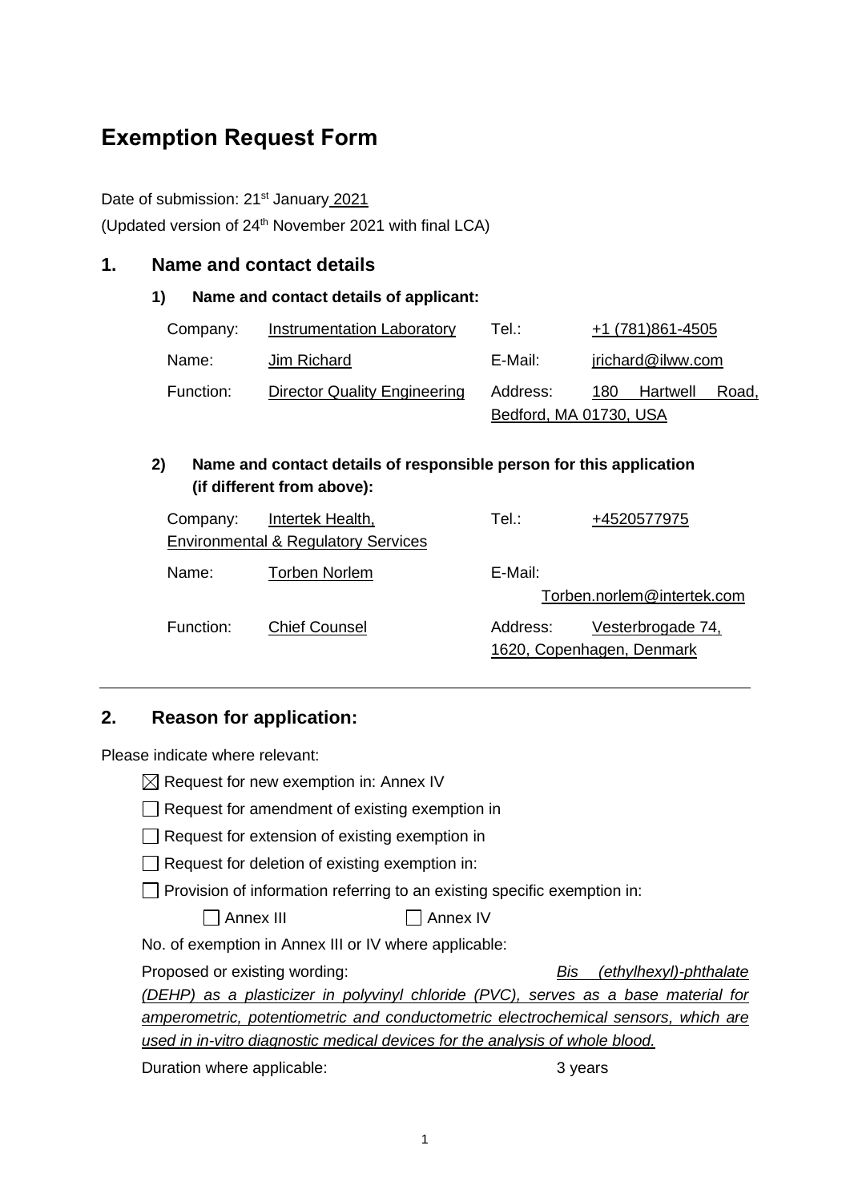# Exemption Request Form

Date of submission: 21st January 2021

(Updated version of 24th November 2021 with final LCA)

## 1. Name and contact details

### 1) Name and contact details of applicant:

| | | | |
|---|---|---|---|
| Company: | Instrumentation Laboratory | Tel.: | +1 (781)861-4505 |
| Name: | Jim Richard | E-Mail: | jrichard@ilww.com |
| Function: | Director Quality Engineering | Address: | 180 Hartwell Road, Bedford, MA 01730, USA |

### 2) Name and contact details of responsible person for this application (if different from above):

| | | | |
|---|---|---|---|
| Company: | Intertek Health, Environmental & Regulatory Services | Tel.: | +4520577975 |
| Name: | Torben Norlem | E-Mail: | Torben.norlem@intertek.com |
| Function: | Chief Counsel | Address: | Vesterbrogade 74, 1620, Copenhagen, Denmark |

## 2. Reason for application:

Please indicate where relevant:

- ☒ Request for new exemption in: Annex IV
- ☐ Request for amendment of existing exemption in
- ☐ Request for extension of existing exemption in
- ☐ Request for deletion of existing exemption in:
- ☐ Provision of information referring to an existing specific exemption in:
  - ☐ Annex III ☐ Annex IV

No. of exemption in Annex III or IV where applicable:

Proposed or existing wording: *Bis (ethylhexyl)-phthalate (DEHP) as a plasticizer in polyvinyl chloride (PVC), serves as a base material for amperometric, potentiometric and conductometric electrochemical sensors, which are used in in-vitro diagnostic medical devices for the analysis of whole blood.*

Duration where applicable: 3 years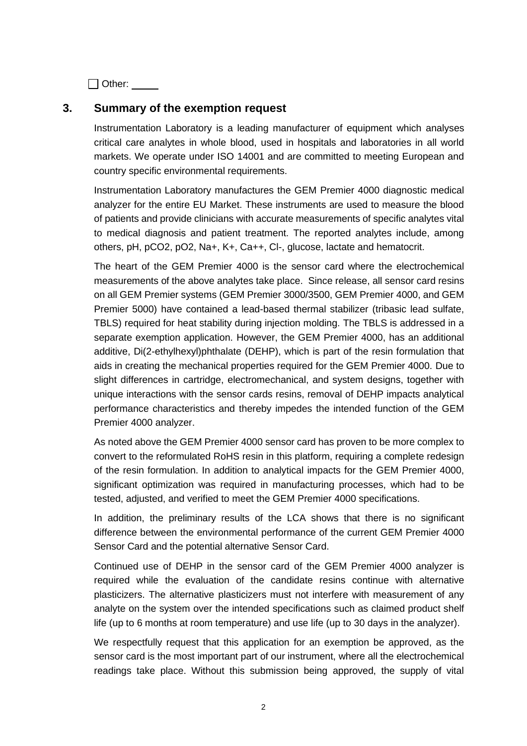☐ Other: \_\_\_\_\_

## 3. Summary of the exemption request

Instrumentation Laboratory is a leading manufacturer of equipment which analyses critical care analytes in whole blood, used in hospitals and laboratories in all world markets. We operate under ISO 14001 and are committed to meeting European and country specific environmental requirements.

Instrumentation Laboratory manufactures the GEM Premier 4000 diagnostic medical analyzer for the entire EU Market. These instruments are used to measure the blood of patients and provide clinicians with accurate measurements of specific analytes vital to medical diagnosis and patient treatment. The reported analytes include, among others, pH, pCO2, pO2, Na+, K+, Ca++, Cl-, glucose, lactate and hematocrit.

The heart of the GEM Premier 4000 is the sensor card where the electrochemical measurements of the above analytes take place. Since release, all sensor card resins on all GEM Premier systems (GEM Premier 3000/3500, GEM Premier 4000, and GEM Premier 5000) have contained a lead-based thermal stabilizer (tribasic lead sulfate, TBLS) required for heat stability during injection molding. The TBLS is addressed in a separate exemption application. However, the GEM Premier 4000, has an additional additive, Di(2-ethylhexyl)phthalate (DEHP), which is part of the resin formulation that aids in creating the mechanical properties required for the GEM Premier 4000. Due to slight differences in cartridge, electromechanical, and system designs, together with unique interactions with the sensor cards resins, removal of DEHP impacts analytical performance characteristics and thereby impedes the intended function of the GEM Premier 4000 analyzer.

As noted above the GEM Premier 4000 sensor card has proven to be more complex to convert to the reformulated RoHS resin in this platform, requiring a complete redesign of the resin formulation. In addition to analytical impacts for the GEM Premier 4000, significant optimization was required in manufacturing processes, which had to be tested, adjusted, and verified to meet the GEM Premier 4000 specifications.

In addition, the preliminary results of the LCA shows that there is no significant difference between the environmental performance of the current GEM Premier 4000 Sensor Card and the potential alternative Sensor Card.

Continued use of DEHP in the sensor card of the GEM Premier 4000 analyzer is required while the evaluation of the candidate resins continue with alternative plasticizers. The alternative plasticizers must not interfere with measurement of any analyte on the system over the intended specifications such as claimed product shelf life (up to 6 months at room temperature) and use life (up to 30 days in the analyzer).

We respectfully request that this application for an exemption be approved, as the sensor card is the most important part of our instrument, where all the electrochemical readings take place. Without this submission being approved, the supply of vital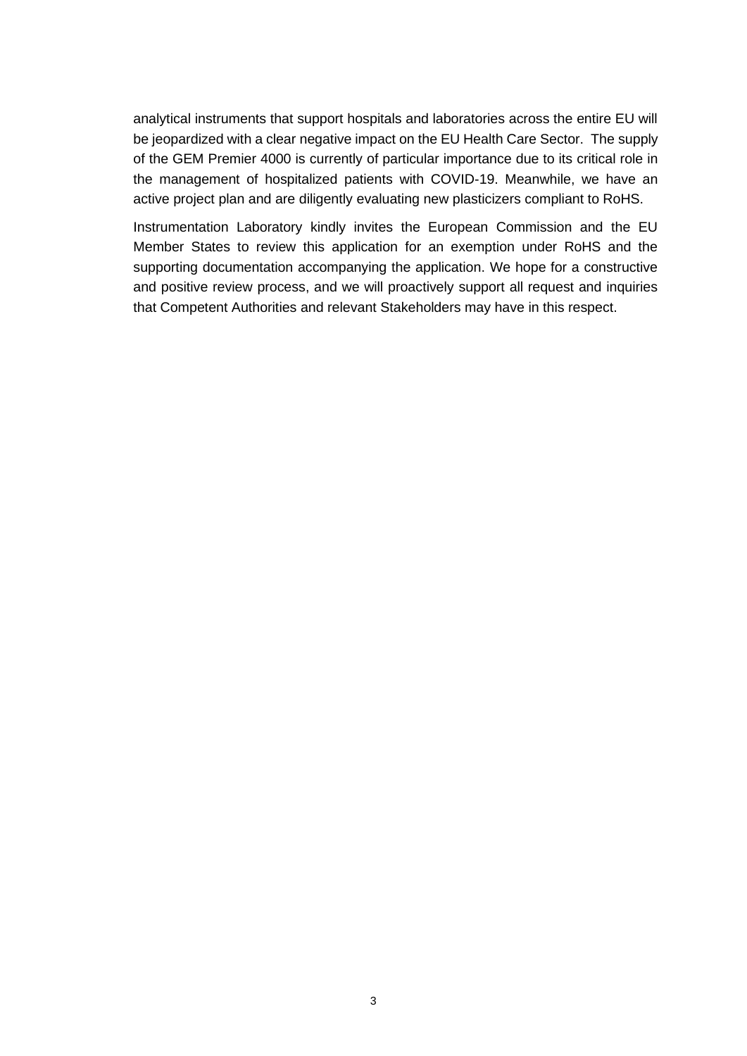analytical instruments that support hospitals and laboratories across the entire EU will be jeopardized with a clear negative impact on the EU Health Care Sector. The supply of the GEM Premier 4000 is currently of particular importance due to its critical role in the management of hospitalized patients with COVID-19. Meanwhile, we have an active project plan and are diligently evaluating new plasticizers compliant to RoHS.

Instrumentation Laboratory kindly invites the European Commission and the EU Member States to review this application for an exemption under RoHS and the supporting documentation accompanying the application. We hope for a constructive and positive review process, and we will proactively support all request and inquiries that Competent Authorities and relevant Stakeholders may have in this respect.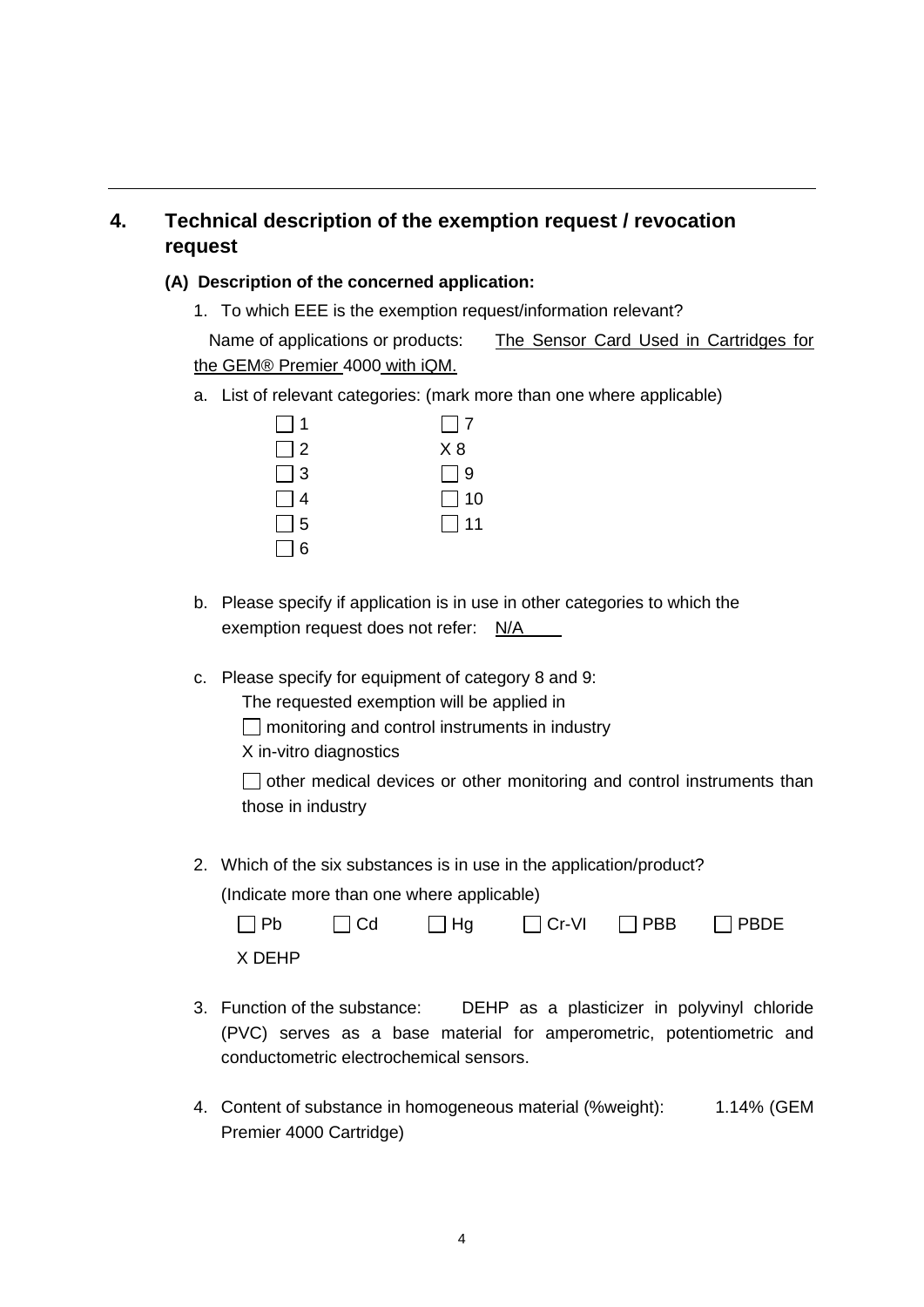## 4. Technical description of the exemption request / revocation request

### (A) Description of the concerned application:

1. To which EEE is the exemption request/information relevant?

   Name of applications or products: The Sensor Card Used in Cartridges for the GEM® Premier 4000 with iQM.

   a. List of relevant categories: (mark more than one where applicable)

   | | |
   |---|---|
   | ☐ 1 | ☐ 7 |
   | ☐ 2 | X 8 |
   | ☐ 3 | ☐ 9 |
   | ☐ 4 | ☐ 10 |
   | ☐ 5 | ☐ 11 |
   | ☐ 6 | |

   b. Please specify if application is in use in other categories to which the exemption request does not refer: N/A

   c. Please specify for equipment of category 8 and 9:

   The requested exemption will be applied in

   ☐ monitoring and control instruments in industry

   X in-vitro diagnostics

   ☐ other medical devices or other monitoring and control instruments than those in industry

2. Which of the six substances is in use in the application/product?

   (Indicate more than one where applicable)

   ☐ Pb ☐ Cd ☐ Hg ☐ Cr-VI ☐ PBB ☐ PBDE

   X DEHP

3. Function of the substance: DEHP as a plasticizer in polyvinyl chloride (PVC) serves as a base material for amperometric, potentiometric and conductometric electrochemical sensors.

4. Content of substance in homogeneous material (%weight): 1.14% (GEM Premier 4000 Cartridge)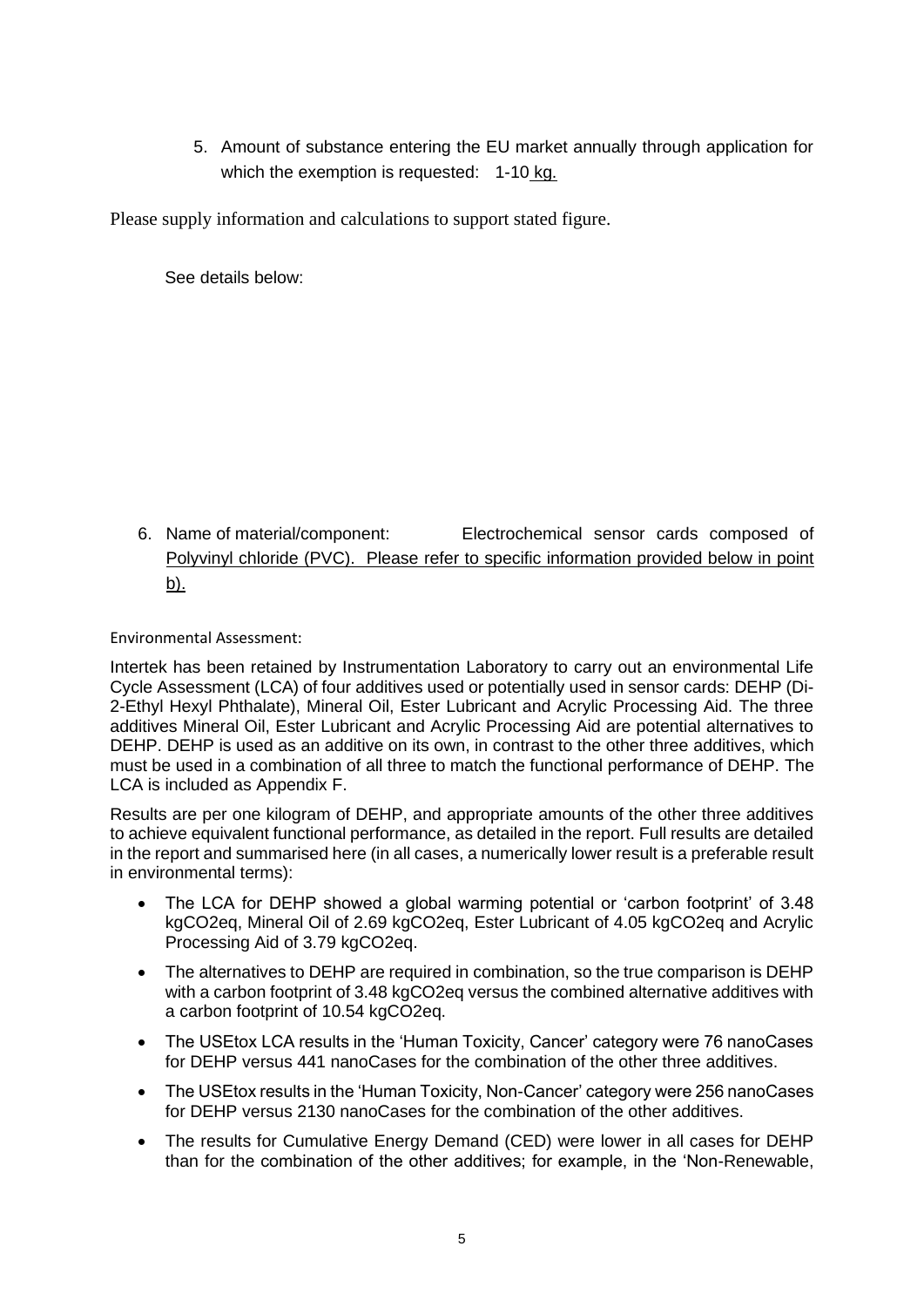5. Amount of substance entering the EU market annually through application for which the exemption is requested: 1-10 kg.

Please supply information and calculations to support stated figure.

See details below:

6. Name of material/component: Electrochemical sensor cards composed of Polyvinyl chloride (PVC). Please refer to specific information provided below in point b).

Environmental Assessment:

Intertek has been retained by Instrumentation Laboratory to carry out an environmental Life Cycle Assessment (LCA) of four additives used or potentially used in sensor cards: DEHP (Di-2-Ethyl Hexyl Phthalate), Mineral Oil, Ester Lubricant and Acrylic Processing Aid. The three additives Mineral Oil, Ester Lubricant and Acrylic Processing Aid are potential alternatives to DEHP. DEHP is used as an additive on its own, in contrast to the other three additives, which must be used in a combination of all three to match the functional performance of DEHP. The LCA is included as Appendix F.

Results are per one kilogram of DEHP, and appropriate amounts of the other three additives to achieve equivalent functional performance, as detailed in the report. Full results are detailed in the report and summarised here (in all cases, a numerically lower result is a preferable result in environmental terms):

- The LCA for DEHP showed a global warming potential or 'carbon footprint' of 3.48 kgCO2eq, Mineral Oil of 2.69 kgCO2eq, Ester Lubricant of 4.05 kgCO2eq and Acrylic Processing Aid of 3.79 kgCO2eq.
- The alternatives to DEHP are required in combination, so the true comparison is DEHP with a carbon footprint of 3.48 kgCO2eq versus the combined alternative additives with a carbon footprint of 10.54 kgCO2eq.
- The USEtox LCA results in the 'Human Toxicity, Cancer' category were 76 nanoCases for DEHP versus 441 nanoCases for the combination of the other three additives.
- The USEtox results in the 'Human Toxicity, Non-Cancer' category were 256 nanoCases for DEHP versus 2130 nanoCases for the combination of the other additives.
- The results for Cumulative Energy Demand (CED) were lower in all cases for DEHP than for the combination of the other additives; for example, in the 'Non-Renewable,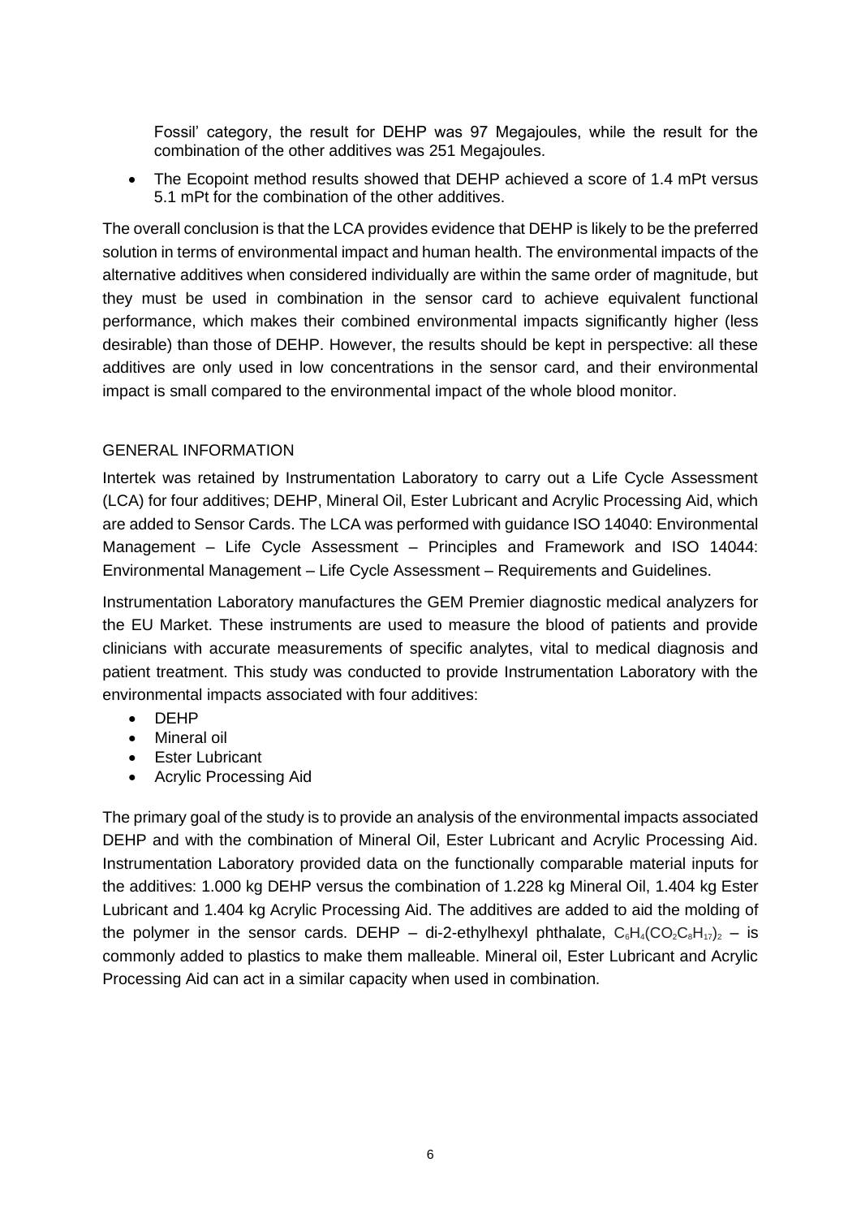Fossil' category, the result for DEHP was 97 Megajoules, while the result for the combination of the other additives was 251 Megajoules.

- The Ecopoint method results showed that DEHP achieved a score of 1.4 mPt versus 5.1 mPt for the combination of the other additives.

The overall conclusion is that the LCA provides evidence that DEHP is likely to be the preferred solution in terms of environmental impact and human health. The environmental impacts of the alternative additives when considered individually are within the same order of magnitude, but they must be used in combination in the sensor card to achieve equivalent functional performance, which makes their combined environmental impacts significantly higher (less desirable) than those of DEHP. However, the results should be kept in perspective: all these additives are only used in low concentrations in the sensor card, and their environmental impact is small compared to the environmental impact of the whole blood monitor.

## GENERAL INFORMATION

Intertek was retained by Instrumentation Laboratory to carry out a Life Cycle Assessment (LCA) for four additives; DEHP, Mineral Oil, Ester Lubricant and Acrylic Processing Aid, which are added to Sensor Cards. The LCA was performed with guidance ISO 14040: Environmental Management – Life Cycle Assessment – Principles and Framework and ISO 14044: Environmental Management – Life Cycle Assessment – Requirements and Guidelines.

Instrumentation Laboratory manufactures the GEM Premier diagnostic medical analyzers for the EU Market. These instruments are used to measure the blood of patients and provide clinicians with accurate measurements of specific analytes, vital to medical diagnosis and patient treatment. This study was conducted to provide Instrumentation Laboratory with the environmental impacts associated with four additives:

- DEHP
- Mineral oil
- Ester Lubricant
- Acrylic Processing Aid

The primary goal of the study is to provide an analysis of the environmental impacts associated DEHP and with the combination of Mineral Oil, Ester Lubricant and Acrylic Processing Aid. Instrumentation Laboratory provided data on the functionally comparable material inputs for the additives: 1.000 kg DEHP versus the combination of 1.228 kg Mineral Oil, 1.404 kg Ester Lubricant and 1.404 kg Acrylic Processing Aid. The additives are added to aid the molding of the polymer in the sensor cards. DEHP – di-2-ethylhexyl phthalate, $C_6H_4(CO_2C_8H_{17})_2$ – is commonly added to plastics to make them malleable. Mineral oil, Ester Lubricant and Acrylic Processing Aid can act in a similar capacity when used in combination.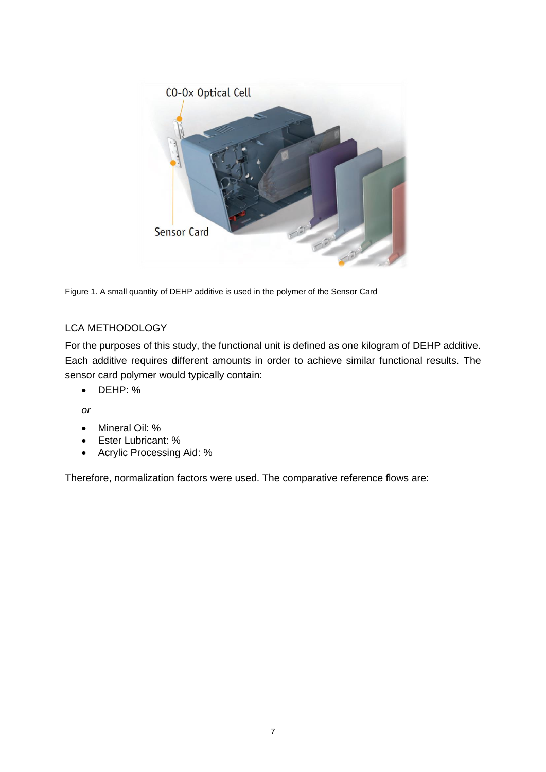Figure 1. A small quantity of DEHP additive is used in the polymer of the Sensor Card

## LCA METHODOLOGY

For the purposes of this study, the functional unit is defined as one kilogram of DEHP additive. Each additive requires different amounts in order to achieve similar functional results. The sensor card polymer would typically contain:

- DEHP: %

*or*

- Mineral Oil: %
- Ester Lubricant: %
- Acrylic Processing Aid: %

Therefore, normalization factors were used. The comparative reference flows are: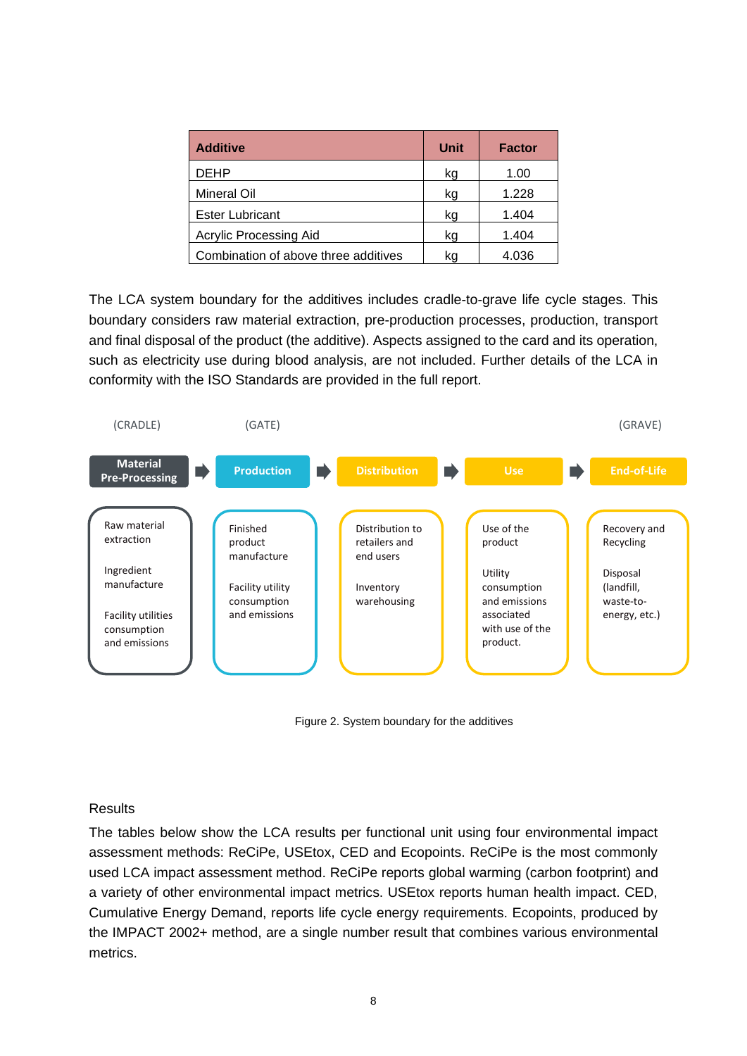| Additive | Unit | Factor |
|---|---|---|
| DEHP | kg | 1.00 |
| Mineral Oil | kg | 1.228 |
| Ester Lubricant | kg | 1.404 |
| Acrylic Processing Aid | kg | 1.404 |
| Combination of above three additives | kg | 4.036 |

The LCA system boundary for the additives includes cradle-to-grave life cycle stages. This boundary considers raw material extraction, pre-production processes, production, transport and final disposal of the product (the additive). Aspects assigned to the card and its operation, such as electricity use during blood analysis, are not included. Further details of the LCA in conformity with the ISO Standards are provided in the full report.

| (CRADLE) | (GATE) | | | (GRAVE) |
|---|---|---|---|---|
| **Material Pre-Processing** | **Production** | **Distribution** | **Use** | **End-of-Life** |
| Raw material extraction<br><br>Ingredient manufacture<br><br>Facility utilities consumption and emissions | Finished product manufacture<br><br>Facility utility consumption and emissions | Distribution to retailers and end users<br><br>Inventory warehousing | Use of the product<br><br>Utility consumption and emissions associated with use of the product. | Recovery and Recycling<br><br>Disposal (landfill, waste-to-energy, etc.) |

Figure 2. System boundary for the additives

## Results

The tables below show the LCA results per functional unit using four environmental impact assessment methods: ReCiPe, USEtox, CED and Ecopoints. ReCiPe is the most commonly used LCA impact assessment method. ReCiPe reports global warming (carbon footprint) and a variety of other environmental impact metrics. USEtox reports human health impact. CED, Cumulative Energy Demand, reports life cycle energy requirements. Ecopoints, produced by the IMPACT 2002+ method, are a single number result that combines various environmental metrics.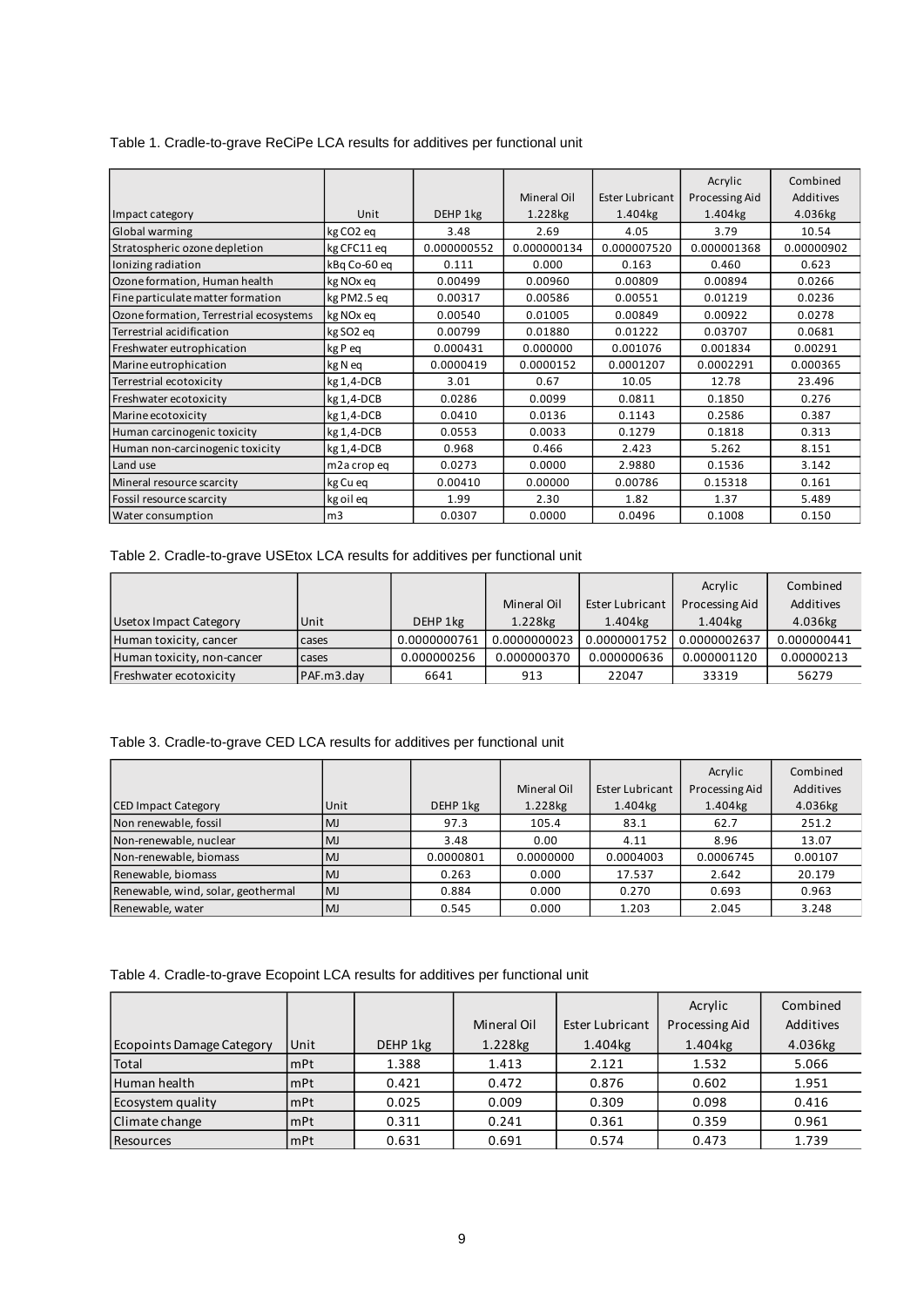Table 1. Cradle-to-grave ReCiPe LCA results for additives per functional unit

| Impact category | Unit | DEHP 1kg | Mineral Oil 1.228kg | Ester Lubricant 1.404kg | Acrylic Processing Aid 1.404kg | Combined Additives 4.036kg |
|---|---|---|---|---|---|---|
| Global warming | kg CO2 eq | 3.48 | 2.69 | 4.05 | 3.79 | 10.54 |
| Stratospheric ozone depletion | kg CFC11 eq | 0.000000552 | 0.000000134 | 0.000007520 | 0.000001368 | 0.00000902 |
| Ionizing radiation | kBq Co-60 eq | 0.111 | 0.000 | 0.163 | 0.460 | 0.623 |
| Ozone formation, Human health | kg NOx eq | 0.00499 | 0.00960 | 0.00809 | 0.00894 | 0.0266 |
| Fine particulate matter formation | kg PM2.5 eq | 0.00317 | 0.00586 | 0.00551 | 0.01219 | 0.0236 |
| Ozone formation, Terrestrial ecosystems | kg NOx eq | 0.00540 | 0.01005 | 0.00849 | 0.00922 | 0.0278 |
| Terrestrial acidification | kg SO2 eq | 0.00799 | 0.01880 | 0.01222 | 0.03707 | 0.0681 |
| Freshwater eutrophication | kg P eq | 0.000431 | 0.000000 | 0.001076 | 0.001834 | 0.00291 |
| Marine eutrophication | kg N eq | 0.0000419 | 0.0000152 | 0.0001207 | 0.0002291 | 0.000365 |
| Terrestrial ecotoxicity | kg 1,4-DCB | 3.01 | 0.67 | 10.05 | 12.78 | 23.496 |
| Freshwater ecotoxicity | kg 1,4-DCB | 0.0286 | 0.0099 | 0.0811 | 0.1850 | 0.276 |
| Marine ecotoxicity | kg 1,4-DCB | 0.0410 | 0.0136 | 0.1143 | 0.2586 | 0.387 |
| Human carcinogenic toxicity | kg 1,4-DCB | 0.0553 | 0.0033 | 0.1279 | 0.1818 | 0.313 |
| Human non-carcinogenic toxicity | kg 1,4-DCB | 0.968 | 0.466 | 2.423 | 5.262 | 8.151 |
| Land use | m2a crop eq | 0.0273 | 0.0000 | 2.9880 | 0.1536 | 3.142 |
| Mineral resource scarcity | kg Cu eq | 0.00410 | 0.00000 | 0.00786 | 0.15318 | 0.161 |
| Fossil resource scarcity | kg oil eq | 1.99 | 2.30 | 1.82 | 1.37 | 5.489 |
| Water consumption | m3 | 0.0307 | 0.0000 | 0.0496 | 0.1008 | 0.150 |

Table 2. Cradle-to-grave USEtox LCA results for additives per functional unit

| Usetox Impact Category | Unit | DEHP 1kg | Mineral Oil 1.228kg | Ester Lubricant 1.404kg | Acrylic Processing Aid 1.404kg | Combined Additives 4.036kg |
|---|---|---|---|---|---|---|
| Human toxicity, cancer | cases | 0.0000000761 | 0.0000000023 | 0.0000001752 | 0.0000002637 | 0.000000441 |
| Human toxicity, non-cancer | cases | 0.000000256 | 0.000000370 | 0.000000636 | 0.000001120 | 0.00000213 |
| Freshwater ecotoxicity | PAF.m3.day | 6641 | 913 | 22047 | 33319 | 56279 |

Table 3. Cradle-to-grave CED LCA results for additives per functional unit

| CED Impact Category | Unit | DEHP 1kg | Mineral Oil 1.228kg | Ester Lubricant 1.404kg | Acrylic Processing Aid 1.404kg | Combined Additives 4.036kg |
|---|---|---|---|---|---|---|
| Non renewable, fossil | MJ | 97.3 | 105.4 | 83.1 | 62.7 | 251.2 |
| Non-renewable, nuclear | MJ | 3.48 | 0.00 | 4.11 | 8.96 | 13.07 |
| Non-renewable, biomass | MJ | 0.0000801 | 0.0000000 | 0.0004003 | 0.0006745 | 0.00107 |
| Renewable, biomass | MJ | 0.263 | 0.000 | 17.537 | 2.642 | 20.179 |
| Renewable, wind, solar, geothermal | MJ | 0.884 | 0.000 | 0.270 | 0.693 | 0.963 |
| Renewable, water | MJ | 0.545 | 0.000 | 1.203 | 2.045 | 3.248 |

Table 4. Cradle-to-grave Ecopoint LCA results for additives per functional unit

| Ecopoints Damage Category | Unit | DEHP 1kg | Mineral Oil 1.228kg | Ester Lubricant 1.404kg | Acrylic Processing Aid 1.404kg | Combined Additives 4.036kg |
|---|---|---|---|---|---|---|
| Total | mPt | 1.388 | 1.413 | 2.121 | 1.532 | 5.066 |
| Human health | mPt | 0.421 | 0.472 | 0.876 | 0.602 | 1.951 |
| Ecosystem quality | mPt | 0.025 | 0.009 | 0.309 | 0.098 | 0.416 |
| Climate change | mPt | 0.311 | 0.241 | 0.361 | 0.359 | 0.961 |
| Resources | mPt | 0.631 | 0.691 | 0.574 | 0.473 | 1.739 |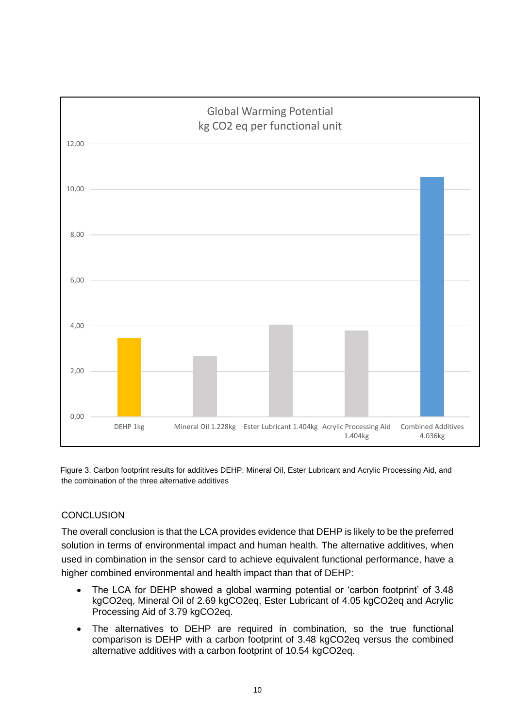Figure 3. Carbon footprint results for additives DEHP, Mineral Oil, Ester Lubricant and Acrylic Processing Aid, and the combination of the three alternative additives

CONCLUSION

The overall conclusion is that the LCA provides evidence that DEHP is likely to be the preferred solution in terms of environmental impact and human health. The alternative additives, when used in combination in the sensor card to achieve equivalent functional performance, have a higher combined environmental and health impact than that of DEHP:

- The LCA for DEHP showed a global warming potential or 'carbon footprint' of 3.48 $kgCO_2eq$, Mineral Oil of 2.69 $kgCO_2eq$, Ester Lubricant of 4.05 $kgCO_2eq$ and Acrylic Processing Aid of 3.79 $kgCO_2eq$.
- The alternatives to DEHP are required in combination, so the true functional comparison is DEHP with a carbon footprint of 3.48 $kgCO_2eq$ versus the combined alternative additives with a carbon footprint of 10.54 $kgCO_2eq$.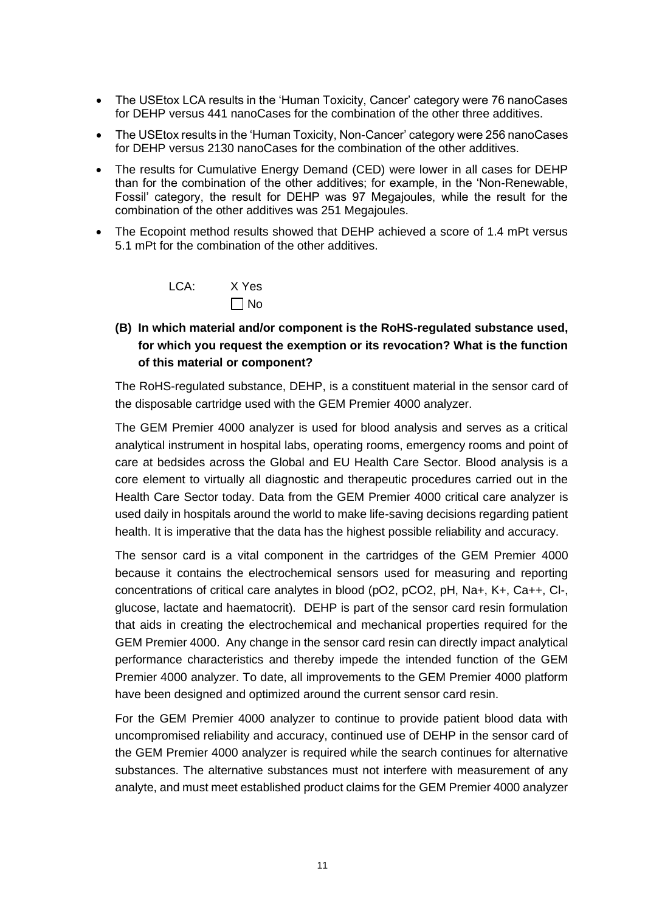- The USEtox LCA results in the 'Human Toxicity, Cancer' category were 76 nanoCases for DEHP versus 441 nanoCases for the combination of the other three additives.
- The USEtox results in the 'Human Toxicity, Non-Cancer' category were 256 nanoCases for DEHP versus 2130 nanoCases for the combination of the other additives.
- The results for Cumulative Energy Demand (CED) were lower in all cases for DEHP than for the combination of the other additives; for example, in the 'Non-Renewable, Fossil' category, the result for DEHP was 97 Megajoules, while the result for the combination of the other additives was 251 Megajoules.
- The Ecopoint method results showed that DEHP achieved a score of 1.4 mPt versus 5.1 mPt for the combination of the other additives.

LCA: X Yes
☐ No

**(B) In which material and/or component is the RoHS-regulated substance used, for which you request the exemption or its revocation? What is the function of this material or component?**

The RoHS-regulated substance, DEHP, is a constituent material in the sensor card of the disposable cartridge used with the GEM Premier 4000 analyzer.

The GEM Premier 4000 analyzer is used for blood analysis and serves as a critical analytical instrument in hospital labs, operating rooms, emergency rooms and point of care at bedsides across the Global and EU Health Care Sector. Blood analysis is a core element to virtually all diagnostic and therapeutic procedures carried out in the Health Care Sector today. Data from the GEM Premier 4000 critical care analyzer is used daily in hospitals around the world to make life-saving decisions regarding patient health. It is imperative that the data has the highest possible reliability and accuracy.

The sensor card is a vital component in the cartridges of the GEM Premier 4000 because it contains the electrochemical sensors used for measuring and reporting concentrations of critical care analytes in blood ($pO_2$, $pCO_2$, pH, $Na^+$, $K^+$, $Ca^{++}$, $Cl^-$, glucose, lactate and haematocrit). DEHP is part of the sensor card resin formulation that aids in creating the electrochemical and mechanical properties required for the GEM Premier 4000. Any change in the sensor card resin can directly impact analytical performance characteristics and thereby impede the intended function of the GEM Premier 4000 analyzer. To date, all improvements to the GEM Premier 4000 platform have been designed and optimized around the current sensor card resin.

For the GEM Premier 4000 analyzer to continue to provide patient blood data with uncompromised reliability and accuracy, continued use of DEHP in the sensor card of the GEM Premier 4000 analyzer is required while the search continues for alternative substances. The alternative substances must not interfere with measurement of any analyte, and must meet established product claims for the GEM Premier 4000 analyzer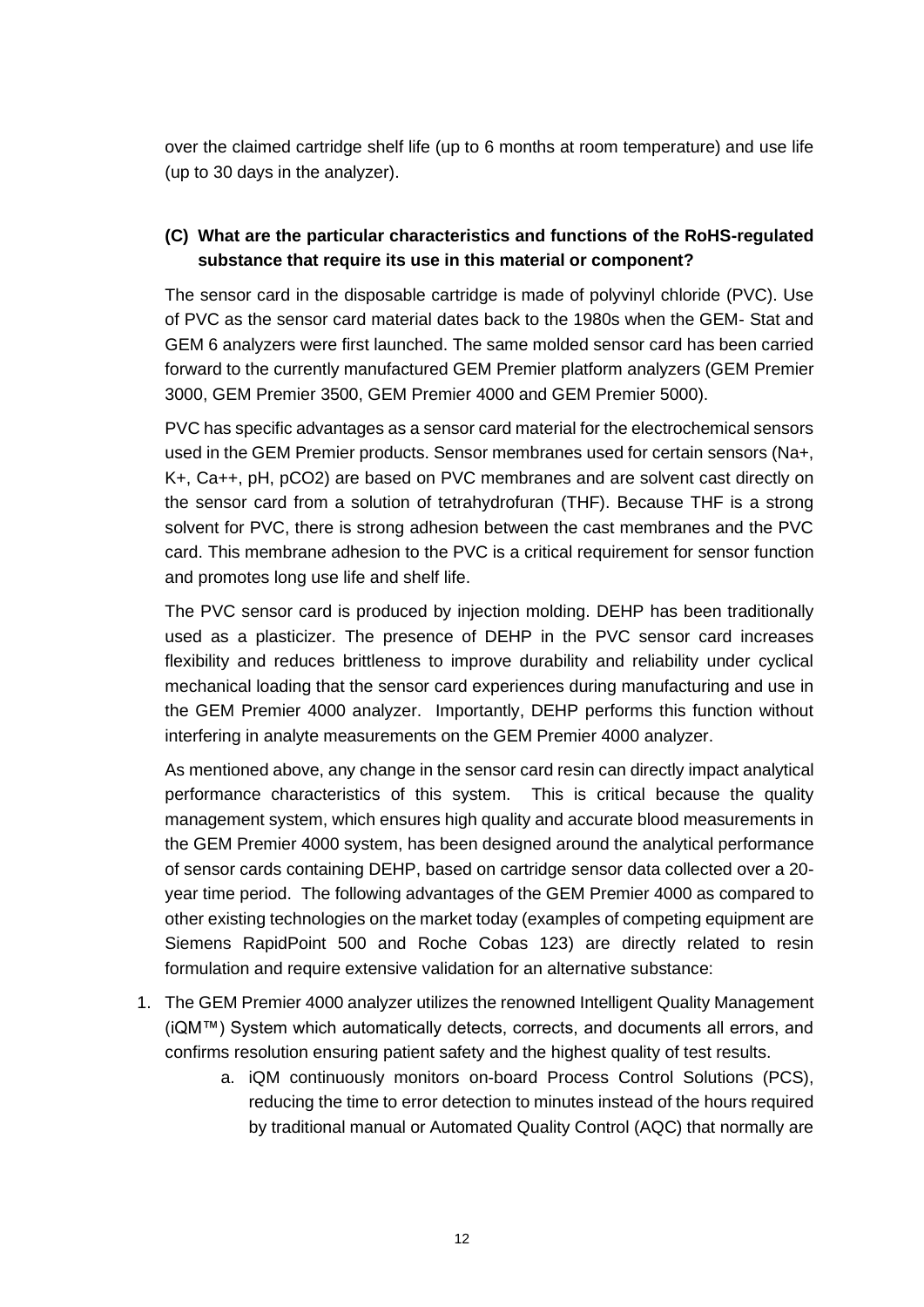over the claimed cartridge shelf life (up to 6 months at room temperature) and use life (up to 30 days in the analyzer).

### (C) What are the particular characteristics and functions of the RoHS-regulated substance that require its use in this material or component?

The sensor card in the disposable cartridge is made of polyvinyl chloride (PVC). Use of PVC as the sensor card material dates back to the 1980s when the GEM- Stat and GEM 6 analyzers were first launched. The same molded sensor card has been carried forward to the currently manufactured GEM Premier platform analyzers (GEM Premier 3000, GEM Premier 3500, GEM Premier 4000 and GEM Premier 5000).

PVC has specific advantages as a sensor card material for the electrochemical sensors used in the GEM Premier products. Sensor membranes used for certain sensors ($Na^+$, $K^+$, $Ca^{++}$, pH, $pCO_2$) are based on PVC membranes and are solvent cast directly on the sensor card from a solution of tetrahydrofuran (THF). Because THF is a strong solvent for PVC, there is strong adhesion between the cast membranes and the PVC card. This membrane adhesion to the PVC is a critical requirement for sensor function and promotes long use life and shelf life.

The PVC sensor card is produced by injection molding. DEHP has been traditionally used as a plasticizer. The presence of DEHP in the PVC sensor card increases flexibility and reduces brittleness to improve durability and reliability under cyclical mechanical loading that the sensor card experiences during manufacturing and use in the GEM Premier 4000 analyzer. Importantly, DEHP performs this function without interfering in analyte measurements on the GEM Premier 4000 analyzer.

As mentioned above, any change in the sensor card resin can directly impact analytical performance characteristics of this system. This is critical because the quality management system, which ensures high quality and accurate blood measurements in the GEM Premier 4000 system, has been designed around the analytical performance of sensor cards containing DEHP, based on cartridge sensor data collected over a 20-year time period. The following advantages of the GEM Premier 4000 as compared to other existing technologies on the market today (examples of competing equipment are Siemens RapidPoint 500 and Roche Cobas 123) are directly related to resin formulation and require extensive validation for an alternative substance:

1. The GEM Premier 4000 analyzer utilizes the renowned Intelligent Quality Management (iQM™) System which automatically detects, corrects, and documents all errors, and confirms resolution ensuring patient safety and the highest quality of test results.
    a. iQM continuously monitors on-board Process Control Solutions (PCS), reducing the time to error detection to minutes instead of the hours required by traditional manual or Automated Quality Control (AQC) that normally are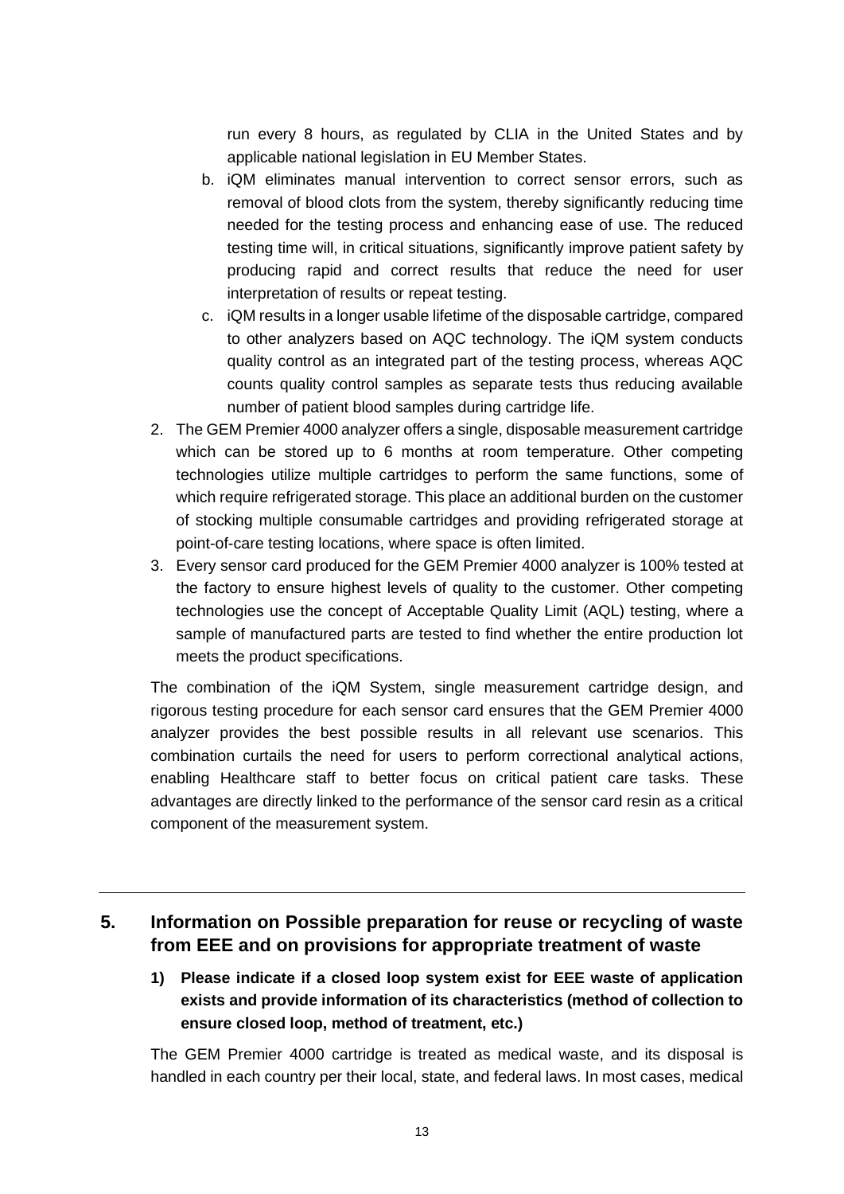run every 8 hours, as regulated by CLIA in the United States and by applicable national legislation in EU Member States.

   b. iQM eliminates manual intervention to correct sensor errors, such as removal of blood clots from the system, thereby significantly reducing time needed for the testing process and enhancing ease of use. The reduced testing time will, in critical situations, significantly improve patient safety by producing rapid and correct results that reduce the need for user interpretation of results or repeat testing.

   c. iQM results in a longer usable lifetime of the disposable cartridge, compared to other analyzers based on AQC technology. The iQM system conducts quality control as an integrated part of the testing process, whereas AQC counts quality control samples as separate tests thus reducing available number of patient blood samples during cartridge life.

2. The GEM Premier 4000 analyzer offers a single, disposable measurement cartridge which can be stored up to 6 months at room temperature. Other competing technologies utilize multiple cartridges to perform the same functions, some of which require refrigerated storage. This place an additional burden on the customer of stocking multiple consumable cartridges and providing refrigerated storage at point-of-care testing locations, where space is often limited.

3. Every sensor card produced for the GEM Premier 4000 analyzer is 100% tested at the factory to ensure highest levels of quality to the customer. Other competing technologies use the concept of Acceptable Quality Limit (AQL) testing, where a sample of manufactured parts are tested to find whether the entire production lot meets the product specifications.

The combination of the iQM System, single measurement cartridge design, and rigorous testing procedure for each sensor card ensures that the GEM Premier 4000 analyzer provides the best possible results in all relevant use scenarios. This combination curtails the need for users to perform correctional analytical actions, enabling Healthcare staff to better focus on critical patient care tasks. These advantages are directly linked to the performance of the sensor card resin as a critical component of the measurement system.

## 5. Information on Possible preparation for reuse or recycling of waste from EEE and on provisions for appropriate treatment of waste

**1) Please indicate if a closed loop system exist for EEE waste of application exists and provide information of its characteristics (method of collection to ensure closed loop, method of treatment, etc.)**

The GEM Premier 4000 cartridge is treated as medical waste, and its disposal is handled in each country per their local, state, and federal laws. In most cases, medical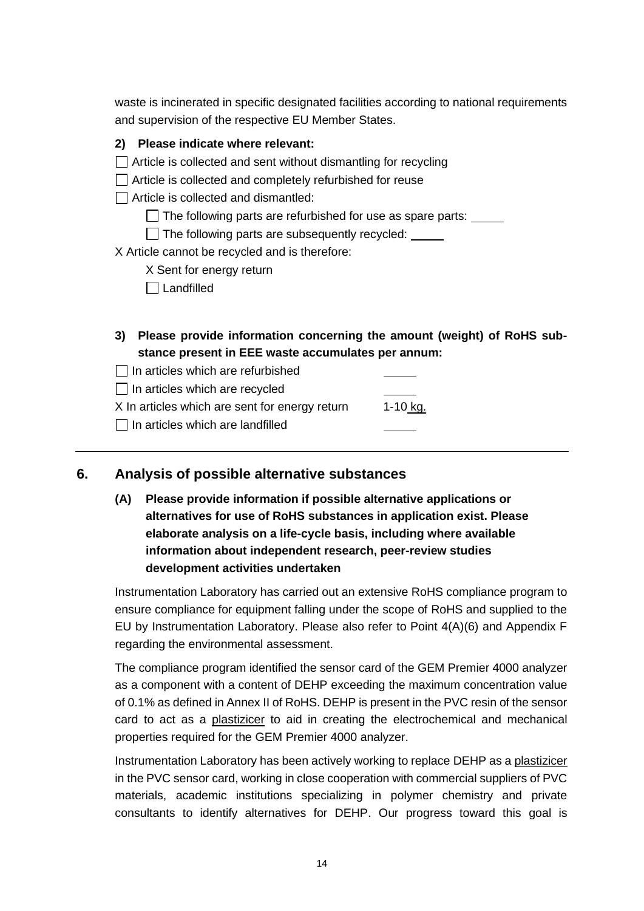waste is incinerated in specific designated facilities according to national requirements and supervision of the respective EU Member States.

**2) Please indicate where relevant:**

☐ Article is collected and sent without dismantling for recycling

☐ Article is collected and completely refurbished for reuse

☐ Article is collected and dismantled:

  ☐ The following parts are refurbished for use as spare parts: _____

  ☐ The following parts are subsequently recycled: _____

X Article cannot be recycled and is therefore:

  X Sent for energy return

  ☐ Landfilled

**3) Please provide information concerning the amount (weight) of RoHS substance present in EEE waste accumulates per annum:**

| | |
|---|---|
| ☐ In articles which are refurbished | _____ |
| ☐ In articles which are recycled | _____ |
| X In articles which are sent for energy return | 1-10 kg. |
| ☐ In articles which are landfilled | _____ |

---

## 6. Analysis of possible alternative substances

**(A) Please provide information if possible alternative applications or alternatives for use of RoHS substances in application exist. Please elaborate analysis on a life-cycle basis, including where available information about independent research, peer-review studies development activities undertaken**

Instrumentation Laboratory has carried out an extensive RoHS compliance program to ensure compliance for equipment falling under the scope of RoHS and supplied to the EU by Instrumentation Laboratory. Please also refer to Point 4(A)(6) and Appendix F regarding the environmental assessment.

The compliance program identified the sensor card of the GEM Premier 4000 analyzer as a component with a content of DEHP exceeding the maximum concentration value of 0.1% as defined in Annex II of RoHS. DEHP is present in the PVC resin of the sensor card to act as a plasticizer to aid in creating the electrochemical and mechanical properties required for the GEM Premier 4000 analyzer.

Instrumentation Laboratory has been actively working to replace DEHP as a plasticizer in the PVC sensor card, working in close cooperation with commercial suppliers of PVC materials, academic institutions specializing in polymer chemistry and private consultants to identify alternatives for DEHP. Our progress toward this goal is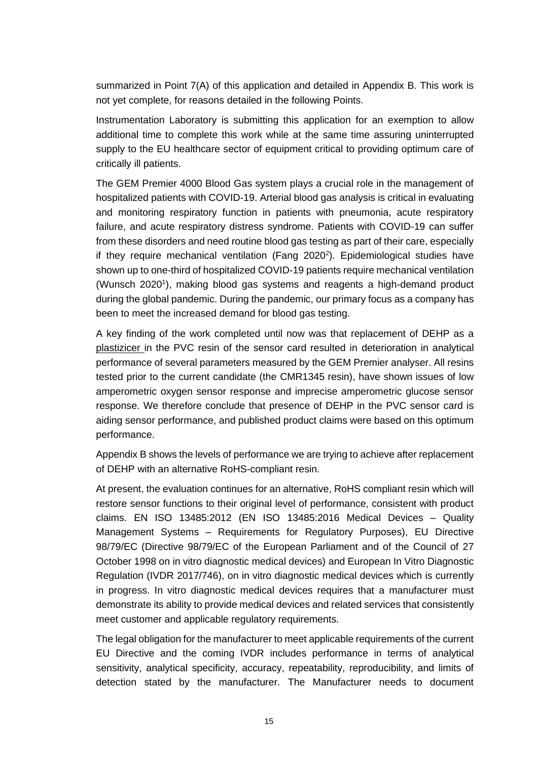summarized in Point 7(A) of this application and detailed in Appendix B. This work is not yet complete, for reasons detailed in the following Points.

Instrumentation Laboratory is submitting this application for an exemption to allow additional time to complete this work while at the same time assuring uninterrupted supply to the EU healthcare sector of equipment critical to providing optimum care of critically ill patients.

The GEM Premier 4000 Blood Gas system plays a crucial role in the management of hospitalized patients with COVID-19. Arterial blood gas analysis is critical in evaluating and monitoring respiratory function in patients with pneumonia, acute respiratory failure, and acute respiratory distress syndrome. Patients with COVID-19 can suffer from these disorders and need routine blood gas testing as part of their care, especially if they require mechanical ventilation (Fang 2020[2]). Epidemiological studies have shown up to one-third of hospitalized COVID-19 patients require mechanical ventilation (Wunsch 2020[1]), making blood gas systems and reagents a high-demand product during the global pandemic. During the pandemic, our primary focus as a company has been to meet the increased demand for blood gas testing.

A key finding of the work completed until now was that replacement of DEHP as a plasticizer in the PVC resin of the sensor card resulted in deterioration in analytical performance of several parameters measured by the GEM Premier analyser. All resins tested prior to the current candidate (the CMR1345 resin), have shown issues of low amperometric oxygen sensor response and imprecise amperometric glucose sensor response. We therefore conclude that presence of DEHP in the PVC sensor card is aiding sensor performance, and published product claims were based on this optimum performance.

Appendix B shows the levels of performance we are trying to achieve after replacement of DEHP with an alternative RoHS-compliant resin.

At present, the evaluation continues for an alternative, RoHS compliant resin which will restore sensor functions to their original level of performance, consistent with product claims. EN ISO 13485:2012 (EN ISO 13485:2016 Medical Devices – Quality Management Systems – Requirements for Regulatory Purposes), EU Directive 98/79/EC (Directive 98/79/EC of the European Parliament and of the Council of 27 October 1998 on in vitro diagnostic medical devices) and European In Vitro Diagnostic Regulation (IVDR 2017/746), on in vitro diagnostic medical devices which is currently in progress. In vitro diagnostic medical devices requires that a manufacturer must demonstrate its ability to provide medical devices and related services that consistently meet customer and applicable regulatory requirements.

The legal obligation for the manufacturer to meet applicable requirements of the current EU Directive and the coming IVDR includes performance in terms of analytical sensitivity, analytical specificity, accuracy, repeatability, reproducibility, and limits of detection stated by the manufacturer. The Manufacturer needs to document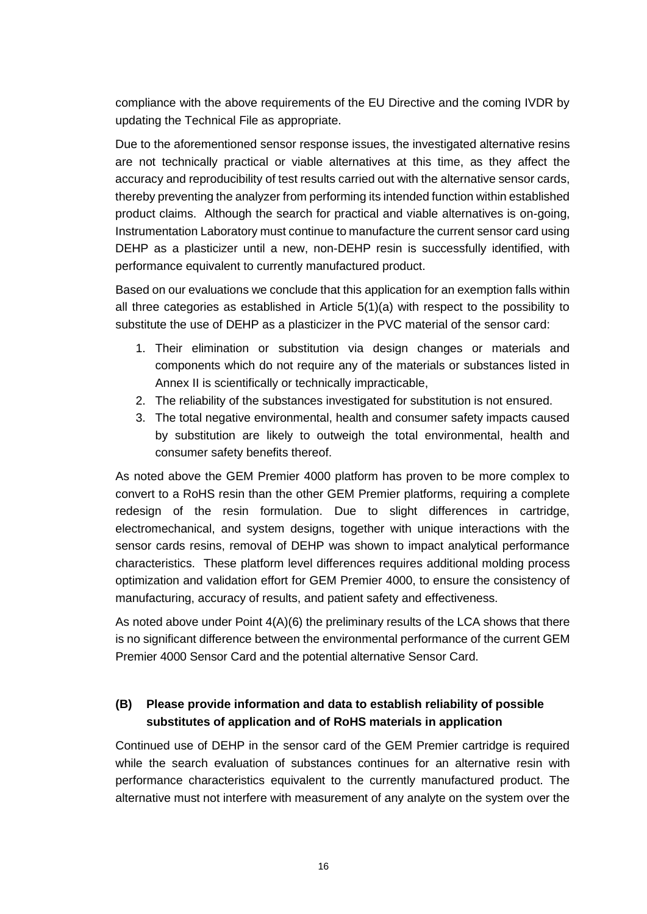compliance with the above requirements of the EU Directive and the coming IVDR by updating the Technical File as appropriate.

Due to the aforementioned sensor response issues, the investigated alternative resins are not technically practical or viable alternatives at this time, as they affect the accuracy and reproducibility of test results carried out with the alternative sensor cards, thereby preventing the analyzer from performing its intended function within established product claims. Although the search for practical and viable alternatives is on-going, Instrumentation Laboratory must continue to manufacture the current sensor card using DEHP as a plasticizer until a new, non-DEHP resin is successfully identified, with performance equivalent to currently manufactured product.

Based on our evaluations we conclude that this application for an exemption falls within all three categories as established in Article 5(1)(a) with respect to the possibility to substitute the use of DEHP as a plasticizer in the PVC material of the sensor card:

1. Their elimination or substitution via design changes or materials and components which do not require any of the materials or substances listed in Annex II is scientifically or technically impracticable,
2. The reliability of the substances investigated for substitution is not ensured.
3. The total negative environmental, health and consumer safety impacts caused by substitution are likely to outweigh the total environmental, health and consumer safety benefits thereof.

As noted above the GEM Premier 4000 platform has proven to be more complex to convert to a RoHS resin than the other GEM Premier platforms, requiring a complete redesign of the resin formulation. Due to slight differences in cartridge, electromechanical, and system designs, together with unique interactions with the sensor cards resins, removal of DEHP was shown to impact analytical performance characteristics. These platform level differences requires additional molding process optimization and validation effort for GEM Premier 4000, to ensure the consistency of manufacturing, accuracy of results, and patient safety and effectiveness.

As noted above under Point 4(A)(6) the preliminary results of the LCA shows that there is no significant difference between the environmental performance of the current GEM Premier 4000 Sensor Card and the potential alternative Sensor Card.

### (B) Please provide information and data to establish reliability of possible substitutes of application and of RoHS materials in application

Continued use of DEHP in the sensor card of the GEM Premier cartridge is required while the search evaluation of substances continues for an alternative resin with performance characteristics equivalent to the currently manufactured product. The alternative must not interfere with measurement of any analyte on the system over the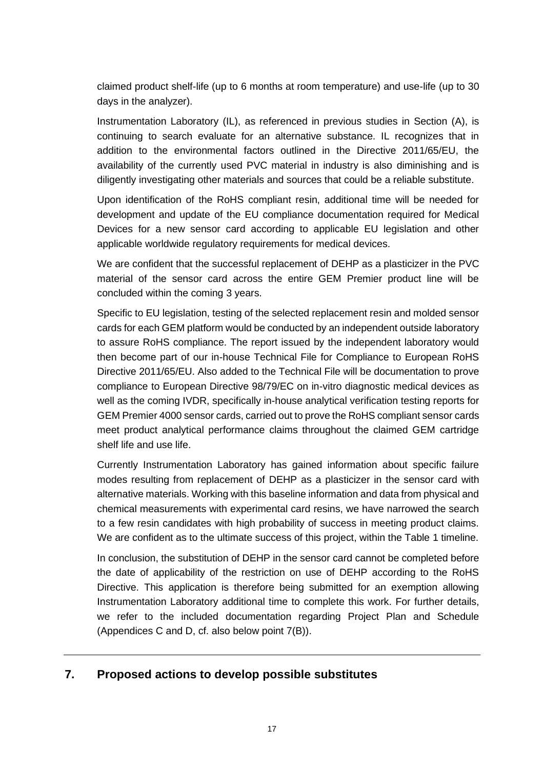claimed product shelf-life (up to 6 months at room temperature) and use-life (up to 30 days in the analyzer).

Instrumentation Laboratory (IL), as referenced in previous studies in Section (A), is continuing to search evaluate for an alternative substance. IL recognizes that in addition to the environmental factors outlined in the Directive 2011/65/EU, the availability of the currently used PVC material in industry is also diminishing and is diligently investigating other materials and sources that could be a reliable substitute.

Upon identification of the RoHS compliant resin, additional time will be needed for development and update of the EU compliance documentation required for Medical Devices for a new sensor card according to applicable EU legislation and other applicable worldwide regulatory requirements for medical devices.

We are confident that the successful replacement of DEHP as a plasticizer in the PVC material of the sensor card across the entire GEM Premier product line will be concluded within the coming 3 years.

Specific to EU legislation, testing of the selected replacement resin and molded sensor cards for each GEM platform would be conducted by an independent outside laboratory to assure RoHS compliance. The report issued by the independent laboratory would then become part of our in-house Technical File for Compliance to European RoHS Directive 2011/65/EU. Also added to the Technical File will be documentation to prove compliance to European Directive 98/79/EC on in-vitro diagnostic medical devices as well as the coming IVDR, specifically in-house analytical verification testing reports for GEM Premier 4000 sensor cards, carried out to prove the RoHS compliant sensor cards meet product analytical performance claims throughout the claimed GEM cartridge shelf life and use life.

Currently Instrumentation Laboratory has gained information about specific failure modes resulting from replacement of DEHP as a plasticizer in the sensor card with alternative materials. Working with this baseline information and data from physical and chemical measurements with experimental card resins, we have narrowed the search to a few resin candidates with high probability of success in meeting product claims. We are confident as to the ultimate success of this project, within the Table 1 timeline.

In conclusion, the substitution of DEHP in the sensor card cannot be completed before the date of applicability of the restriction on use of DEHP according to the RoHS Directive. This application is therefore being submitted for an exemption allowing Instrumentation Laboratory additional time to complete this work. For further details, we refer to the included documentation regarding Project Plan and Schedule (Appendices C and D, cf. also below point 7(B)).

## 7. Proposed actions to develop possible substitutes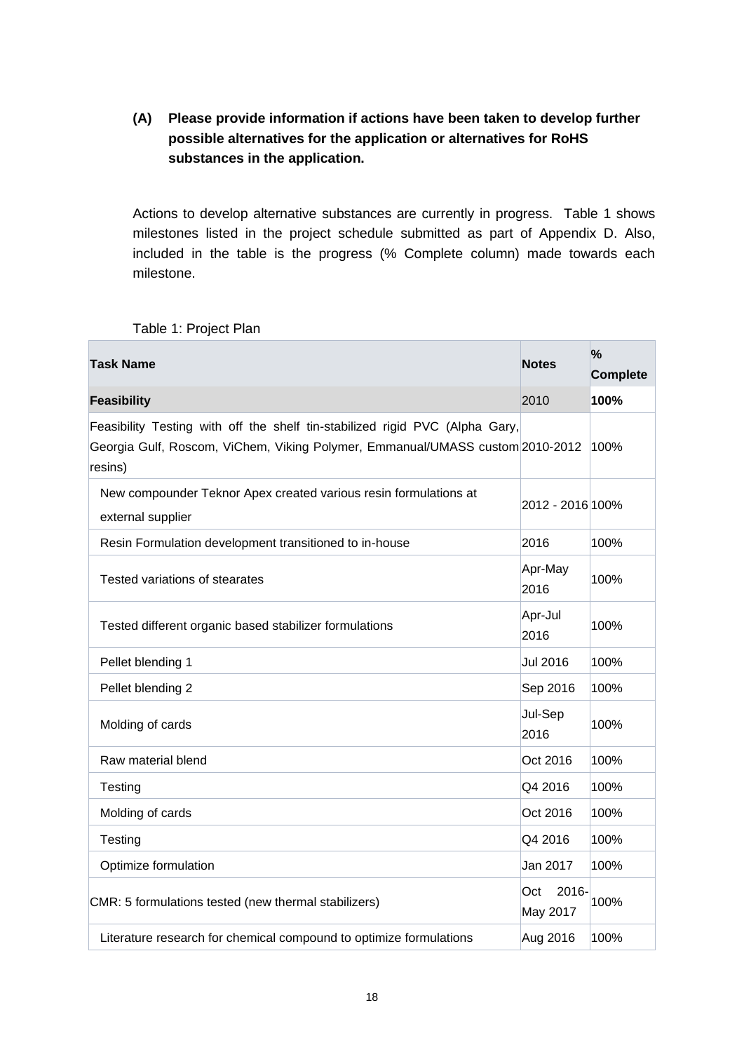**(A) Please provide information if actions have been taken to develop further possible alternatives for the application or alternatives for RoHS substances in the application.**

Actions to develop alternative substances are currently in progress. Table 1 shows milestones listed in the project schedule submitted as part of Appendix D. Also, included in the table is the progress (% Complete column) made towards each milestone.

Table 1: Project Plan

| Task Name | Notes | % Complete |
|---|---|---|
| **Feasibility** | 2010 | **100%** |
| Feasibility Testing with off the shelf tin-stabilized rigid PVC (Alpha Gary, Georgia Gulf, Roscom, ViChem, Viking Polymer, Emmanual/UMASS custom resins) | 2010-2012 | 100% |
| New compounder Teknor Apex created various resin formulations at external supplier | 2012 - 2016 | 100% |
| Resin Formulation development transitioned to in-house | 2016 | 100% |
| Tested variations of stearates | Apr-May 2016 | 100% |
| Tested different organic based stabilizer formulations | Apr-Jul 2016 | 100% |
| Pellet blending 1 | Jul 2016 | 100% |
| Pellet blending 2 | Sep 2016 | 100% |
| Molding of cards | Jul-Sep 2016 | 100% |
| Raw material blend | Oct 2016 | 100% |
| Testing | Q4 2016 | 100% |
| Molding of cards | Oct 2016 | 100% |
| Testing | Q4 2016 | 100% |
| Optimize formulation | Jan 2017 | 100% |
| CMR: 5 formulations tested (new thermal stabilizers) | Oct 2016-May 2017 | 100% |
| Literature research for chemical compound to optimize formulations | Aug 2016 | 100% |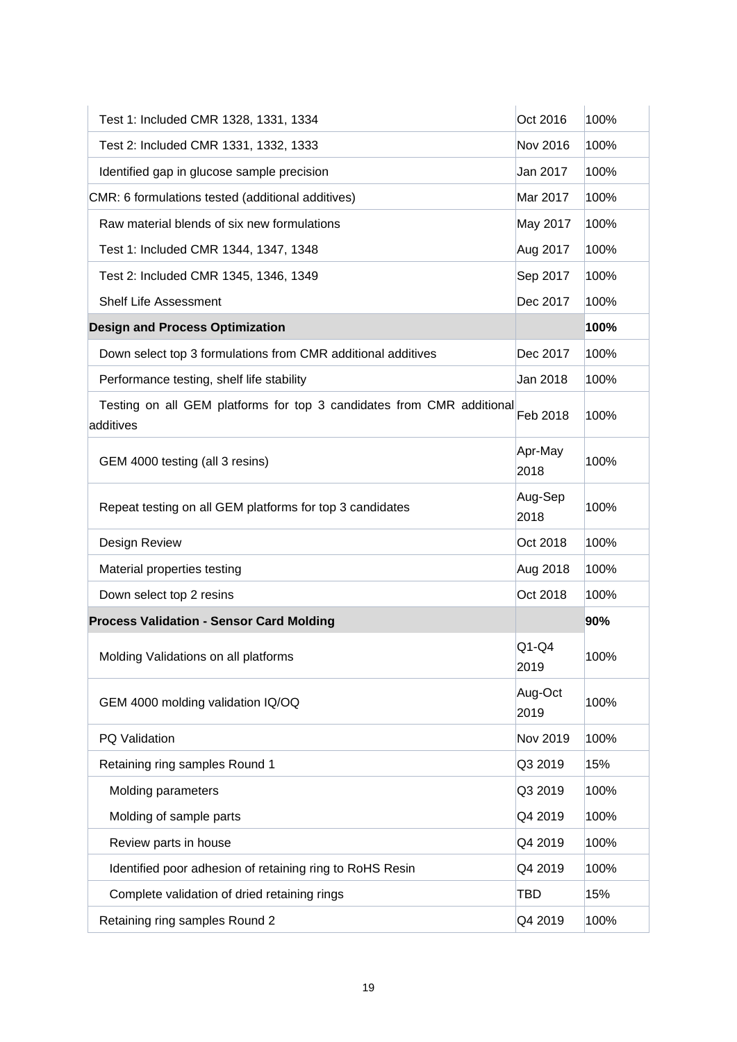| | | |
|---|---|---|
| Test 1: Included CMR 1328, 1331, 1334 | Oct 2016 | 100% |
| Test 2: Included CMR 1331, 1332, 1333 | Nov 2016 | 100% |
| Identified gap in glucose sample precision | Jan 2017 | 100% |
| CMR: 6 formulations tested (additional additives) | Mar 2017 | 100% |
| Raw material blends of six new formulations | May 2017 | 100% |
| Test 1: Included CMR 1344, 1347, 1348 | Aug 2017 | 100% |
| Test 2: Included CMR 1345, 1346, 1349 | Sep 2017 | 100% |
| Shelf Life Assessment | Dec 2017 | 100% |
| **Design and Process Optimization** | | **100%** |
| Down select top 3 formulations from CMR additional additives | Dec 2017 | 100% |
| Performance testing, shelf life stability | Jan 2018 | 100% |
| Testing on all GEM platforms for top 3 candidates from CMR additional additives | Feb 2018 | 100% |
| GEM 4000 testing (all 3 resins) | Apr-May 2018 | 100% |
| Repeat testing on all GEM platforms for top 3 candidates | Aug-Sep 2018 | 100% |
| Design Review | Oct 2018 | 100% |
| Material properties testing | Aug 2018 | 100% |
| Down select top 2 resins | Oct 2018 | 100% |
| **Process Validation - Sensor Card Molding** | | **90%** |
| Molding Validations on all platforms | Q1-Q4 2019 | 100% |
| GEM 4000 molding validation IQ/OQ | Aug-Oct 2019 | 100% |
| PQ Validation | Nov 2019 | 100% |
| Retaining ring samples Round 1 | Q3 2019 | 15% |
| Molding parameters | Q3 2019 | 100% |
| Molding of sample parts | Q4 2019 | 100% |
| Review parts in house | Q4 2019 | 100% |
| Identified poor adhesion of retaining ring to RoHS Resin | Q4 2019 | 100% |
| Complete validation of dried retaining rings | TBD | 15% |
| Retaining ring samples Round 2 | Q4 2019 | 100% |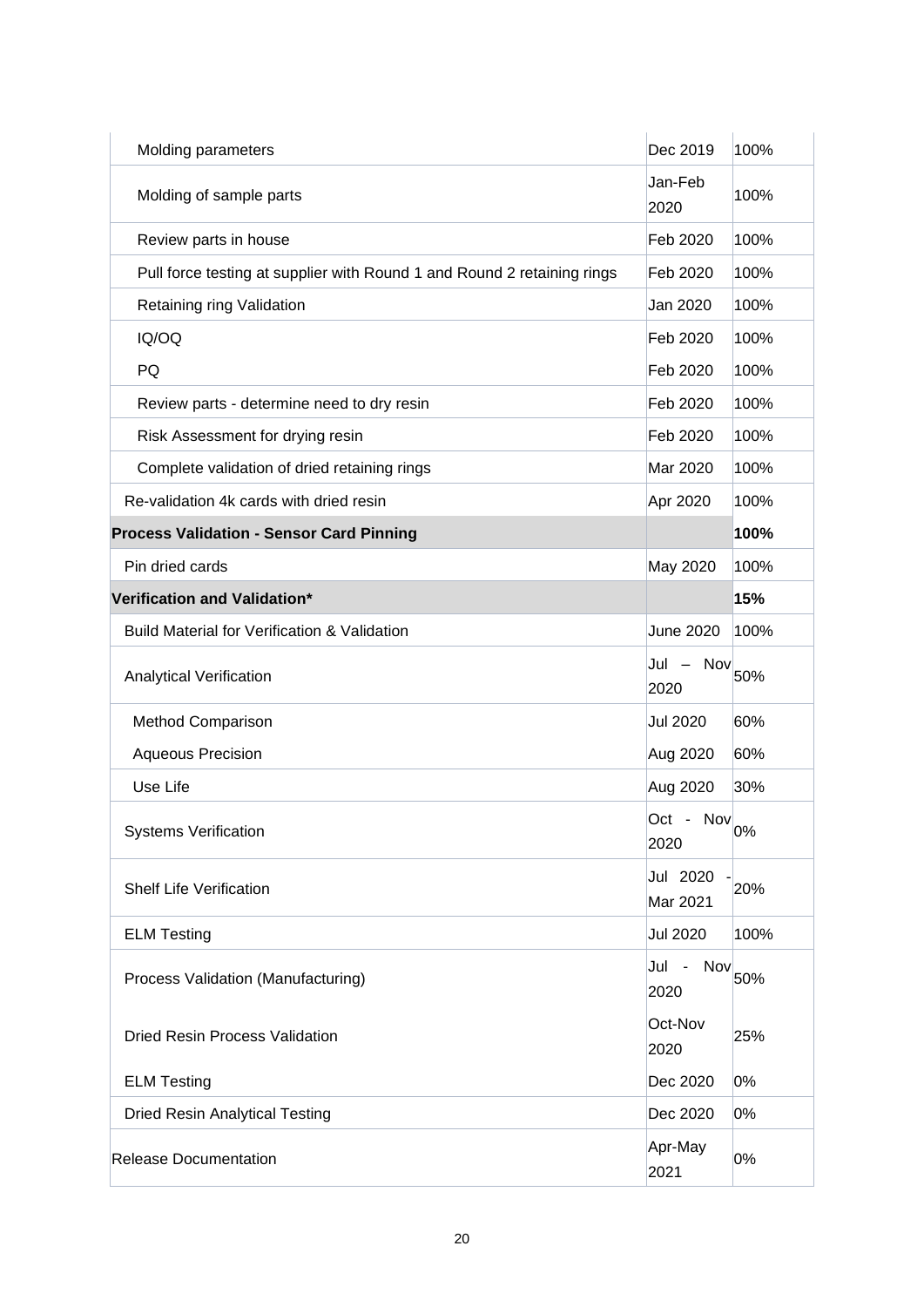| | | |
|---|---|---|
| Molding parameters | Dec 2019 | 100% |
| Molding of sample parts | Jan-Feb 2020 | 100% |
| Review parts in house | Feb 2020 | 100% |
| Pull force testing at supplier with Round 1 and Round 2 retaining rings | Feb 2020 | 100% |
| Retaining ring Validation | Jan 2020 | 100% |
| IQ/OQ | Feb 2020 | 100% |
| PQ | Feb 2020 | 100% |
| Review parts - determine need to dry resin | Feb 2020 | 100% |
| Risk Assessment for drying resin | Feb 2020 | 100% |
| Complete validation of dried retaining rings | Mar 2020 | 100% |
| Re-validation 4k cards with dried resin | Apr 2020 | 100% |
| **Process Validation - Sensor Card Pinning** | | **100%** |
| Pin dried cards | May 2020 | 100% |
| **Verification and Validation*** | | **15%** |
| Build Material for Verification & Validation | June 2020 | 100% |
| Analytical Verification | Jul – Nov 2020 | 50% |
| Method Comparison | Jul 2020 | 60% |
| Aqueous Precision | Aug 2020 | 60% |
| Use Life | Aug 2020 | 30% |
| Systems Verification | Oct - Nov 2020 | 0% |
| Shelf Life Verification | Jul 2020 - Mar 2021 | 20% |
| ELM Testing | Jul 2020 | 100% |
| Process Validation (Manufacturing) | Jul - Nov 2020 | 50% |
| Dried Resin Process Validation | Oct-Nov 2020 | 25% |
| ELM Testing | Dec 2020 | 0% |
| Dried Resin Analytical Testing | Dec 2020 | 0% |
| Release Documentation | Apr-May 2021 | 0% |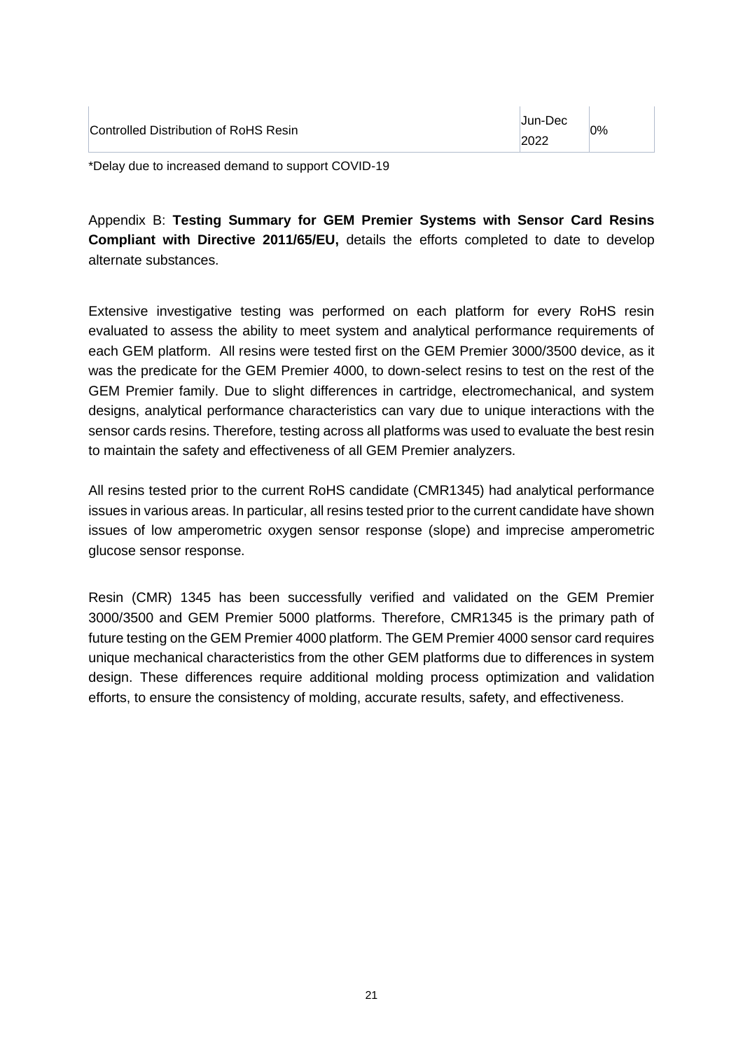| | | |
|---|---|---|
| Controlled Distribution of RoHS Resin | Jun-Dec 2022 | 0% |

*Delay due to increased demand to support COVID-19

Appendix B: **Testing Summary for GEM Premier Systems with Sensor Card Resins Compliant with Directive 2011/65/EU,** details the efforts completed to date to develop alternate substances.

Extensive investigative testing was performed on each platform for every RoHS resin evaluated to assess the ability to meet system and analytical performance requirements of each GEM platform. All resins were tested first on the GEM Premier 3000/3500 device, as it was the predicate for the GEM Premier 4000, to down-select resins to test on the rest of the GEM Premier family. Due to slight differences in cartridge, electromechanical, and system designs, analytical performance characteristics can vary due to unique interactions with the sensor cards resins. Therefore, testing across all platforms was used to evaluate the best resin to maintain the safety and effectiveness of all GEM Premier analyzers.

All resins tested prior to the current RoHS candidate (CMR1345) had analytical performance issues in various areas. In particular, all resins tested prior to the current candidate have shown issues of low amperometric oxygen sensor response (slope) and imprecise amperometric glucose sensor response.

Resin (CMR) 1345 has been successfully verified and validated on the GEM Premier 3000/3500 and GEM Premier 5000 platforms. Therefore, CMR1345 is the primary path of future testing on the GEM Premier 4000 platform. The GEM Premier 4000 sensor card requires unique mechanical characteristics from the other GEM platforms due to differences in system design. These differences require additional molding process optimization and validation efforts, to ensure the consistency of molding, accurate results, safety, and effectiveness.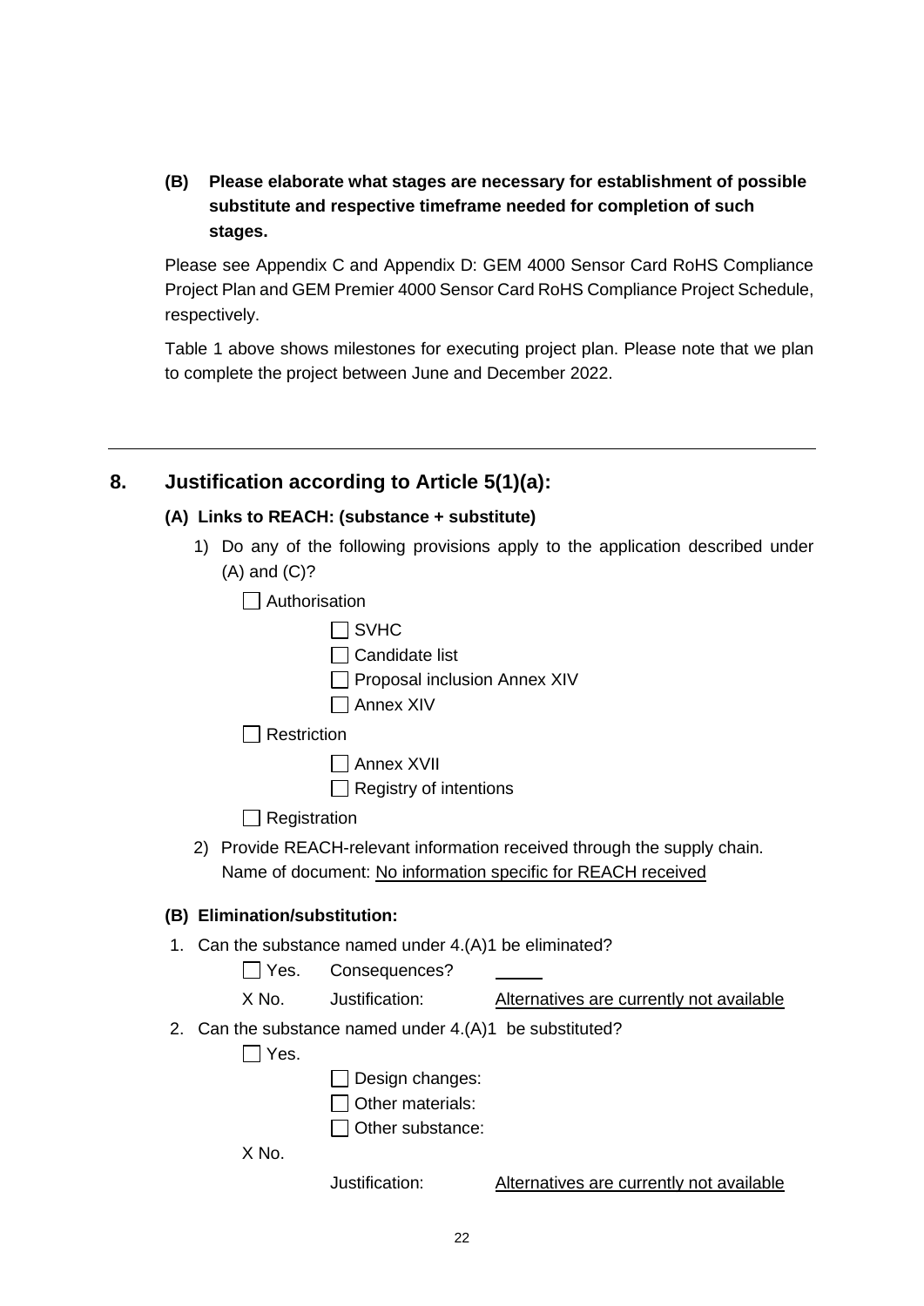**(B) Please elaborate what stages are necessary for establishment of possible substitute and respective timeframe needed for completion of such stages.**

Please see Appendix C and Appendix D: GEM 4000 Sensor Card RoHS Compliance Project Plan and GEM Premier 4000 Sensor Card RoHS Compliance Project Schedule, respectively.

Table 1 above shows milestones for executing project plan. Please note that we plan to complete the project between June and December 2022.

---

## 8. Justification according to Article 5(1)(a):

### (A) Links to REACH: (substance + substitute)

1) Do any of the following provisions apply to the application described under (A) and (C)?

- ☐ Authorisation
  - ☐ SVHC
  - ☐ Candidate list
  - ☐ Proposal inclusion Annex XIV
  - ☐ Annex XIV
- ☐ Restriction
  - ☐ Annex XVII
  - ☐ Registry of intentions
- ☐ Registration

2) Provide REACH-relevant information received through the supply chain.
Name of document: <u>No information specific for REACH received</u>

### (B) Elimination/substitution:

1. Can the substance named under 4.(A)1 be eliminated?
   - ☐ Yes. Consequences? _____
   - X No. Justification: <u>Alternatives are currently not available</u>
2. Can the substance named under 4.(A)1 be substituted?
   - ☐ Yes.
     - ☐ Design changes:
     - ☐ Other materials:
     - ☐ Other substance:
   - X No.
     Justification: <u>Alternatives are currently not available</u>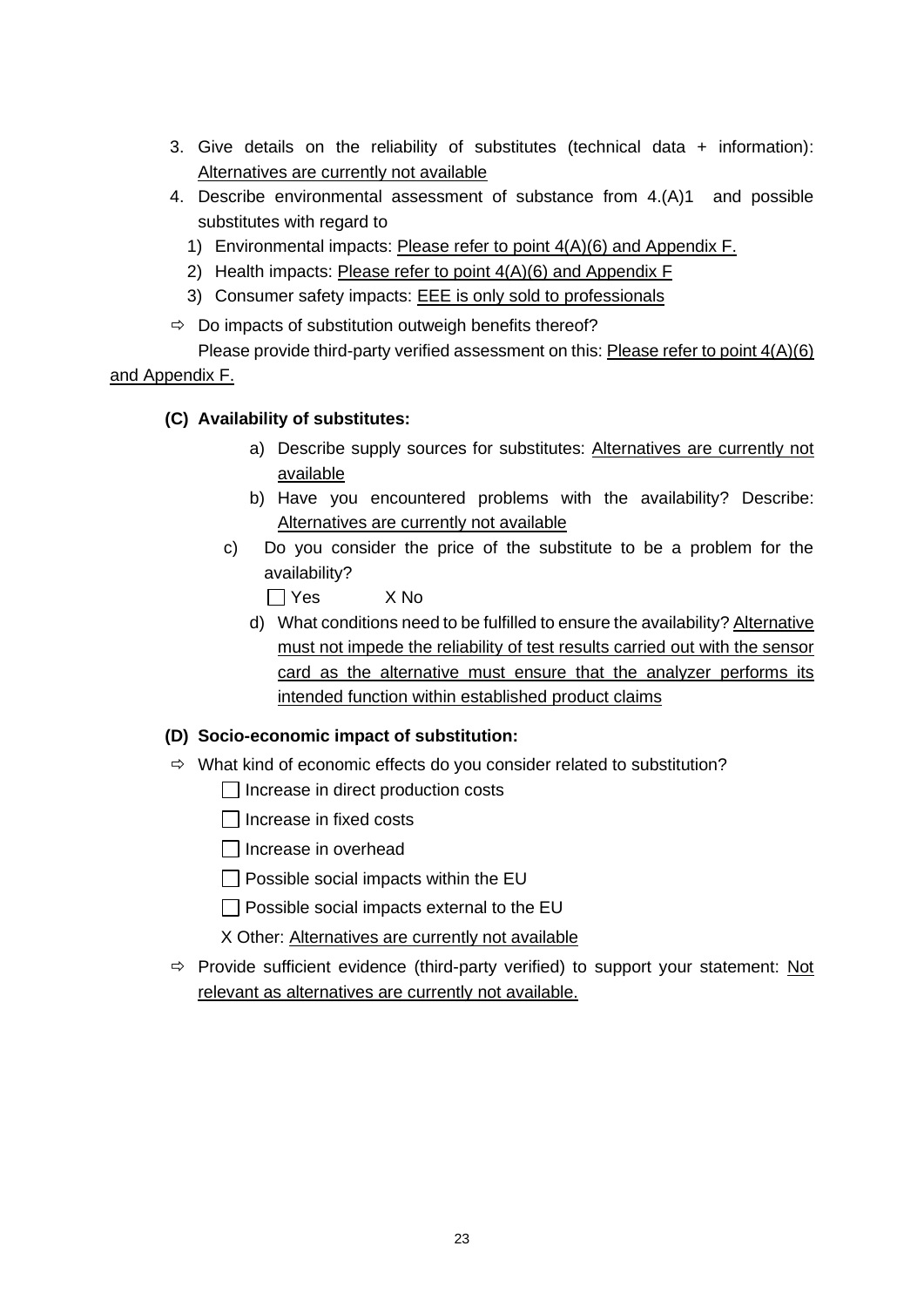3. Give details on the reliability of substitutes (technical data + information): Alternatives are currently not available
4. Describe environmental assessment of substance from 4.(A)1 and possible substitutes with regard to
   1) Environmental impacts: Please refer to point 4(A)(6) and Appendix F.
   2) Health impacts: Please refer to point 4(A)(6) and Appendix F
   3) Consumer safety impacts: EEE is only sold to professionals

⇨ Do impacts of substitution outweigh benefits thereof?
Please provide third-party verified assessment on this: Please refer to point 4(A)(6) and Appendix F.

**(C) Availability of substitutes:**

a) Describe supply sources for substitutes: Alternatives are currently not available

b) Have you encountered problems with the availability? Describe: Alternatives are currently not available

c) Do you consider the price of the substitute to be a problem for the availability?

☐ Yes X No

d) What conditions need to be fulfilled to ensure the availability? Alternative must not impede the reliability of test results carried out with the sensor card as the alternative must ensure that the analyzer performs its intended function within established product claims

**(D) Socio-economic impact of substitution:**

⇨ What kind of economic effects do you consider related to substitution?

☐ Increase in direct production costs

☐ Increase in fixed costs

☐ Increase in overhead

☐ Possible social impacts within the EU

☐ Possible social impacts external to the EU

X Other: Alternatives are currently not available

⇨ Provide sufficient evidence (third-party verified) to support your statement: Not relevant as alternatives are currently not available.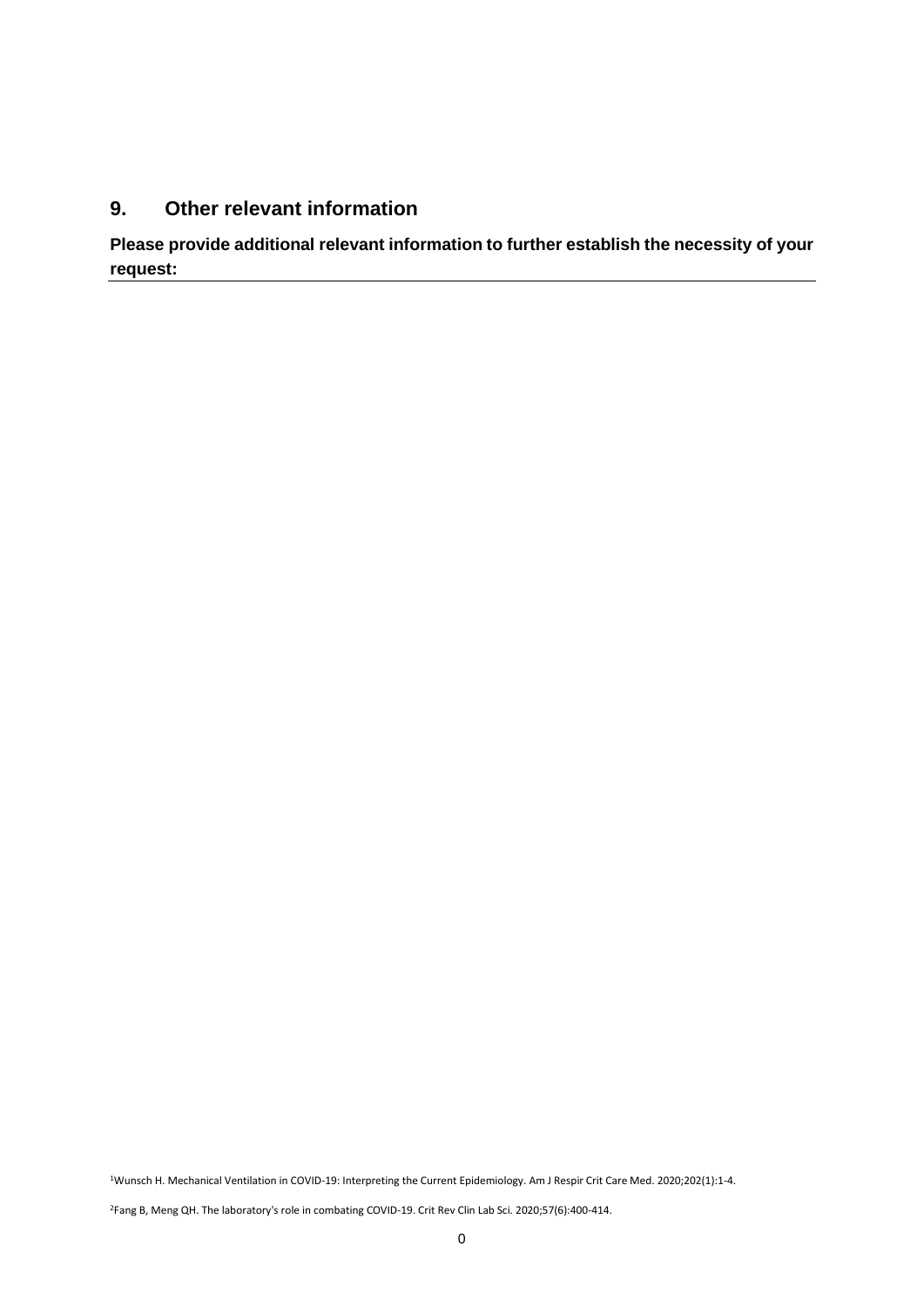## 9. Other relevant information

**Please provide additional relevant information to further establish the necessity of your request:**

---

[1]Wunsch H. Mechanical Ventilation in COVID-19: Interpreting the Current Epidemiology. Am J Respir Crit Care Med. 2020;202(1):1-4.

[2]Fang B, Meng QH. The laboratory's role in combating COVID-19. Crit Rev Clin Lab Sci. 2020;57(6):400-414.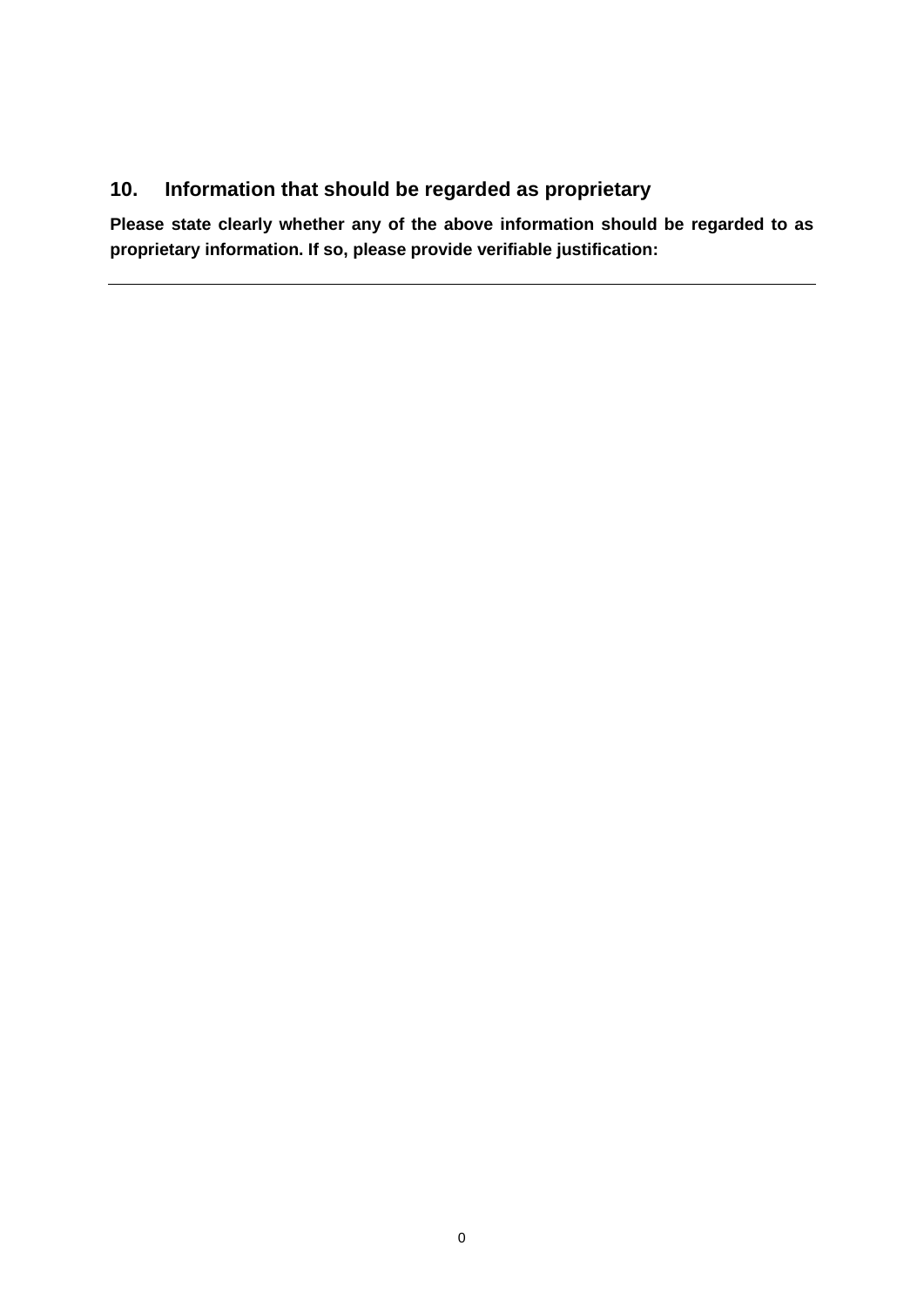## 10. Information that should be regarded as proprietary

**Please state clearly whether any of the above information should be regarded to as proprietary information. If so, please provide verifiable justification:**

---